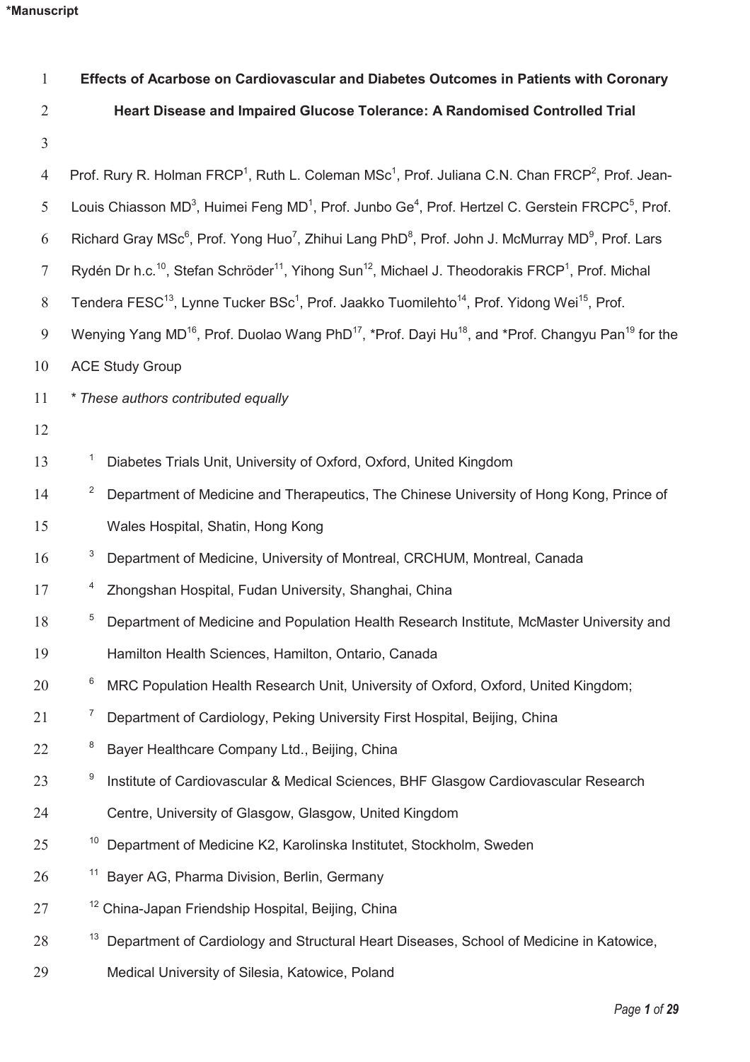*Manuscript

**Effects of Acarbose on Cardiovascular and Diabetes Outcomes in Patients with Coronary Heart Disease and Impaired Glucose Tolerance: A Randomised Controlled Trial**

Prof. Rury R. Holman FRCP[1], Ruth L. Coleman MSc[1], Prof. Juliana C.N. Chan FRCP[2], Prof. Jean-Louis Chiasson MD[3], Huimei Feng MD[1], Prof. Junbo Ge[4], Prof. Hertzel C. Gerstein FRCPC[5], Prof. Richard Gray MSc[6], Prof. Yong Huo[7], Zhihui Lang PhD[8], Prof. John J. McMurray MD[9], Prof. Lars Rydén Dr h.c.[10], Stefan Schröder[11], Yihong Sun[12], Michael J. Theodorakis FRCP[1], Prof. Michal Tendera FESC[13], Lynne Tucker BSc[1], Prof. Jaakko Tuomilehto[14], Prof. Yidong Wei[15], Prof. Wenying Yang MD[16], Prof. Duolao Wang PhD[17], *Prof. Dayi Hu[18], and *Prof. Changyu Pan[19] for the ACE Study Group

*\* These authors contributed equally*

[1] Diabetes Trials Unit, University of Oxford, Oxford, United Kingdom

[2] Department of Medicine and Therapeutics, The Chinese University of Hong Kong, Prince of Wales Hospital, Shatin, Hong Kong

[3] Department of Medicine, University of Montreal, CRCHUM, Montreal, Canada

[4] Zhongshan Hospital, Fudan University, Shanghai, China

[5] Department of Medicine and Population Health Research Institute, McMaster University and Hamilton Health Sciences, Hamilton, Ontario, Canada

[6] MRC Population Health Research Unit, University of Oxford, Oxford, United Kingdom;

[7] Department of Cardiology, Peking University First Hospital, Beijing, China

[8] Bayer Healthcare Company Ltd., Beijing, China

[9] Institute of Cardiovascular & Medical Sciences, BHF Glasgow Cardiovascular Research Centre, University of Glasgow, Glasgow, United Kingdom

[10] Department of Medicine K2, Karolinska Institutet, Stockholm, Sweden

[11] Bayer AG, Pharma Division, Berlin, Germany

[12] China-Japan Friendship Hospital, Beijing, China

[13] Department of Cardiology and Structural Heart Diseases, School of Medicine in Katowice, Medical University of Silesia, Katowice, Poland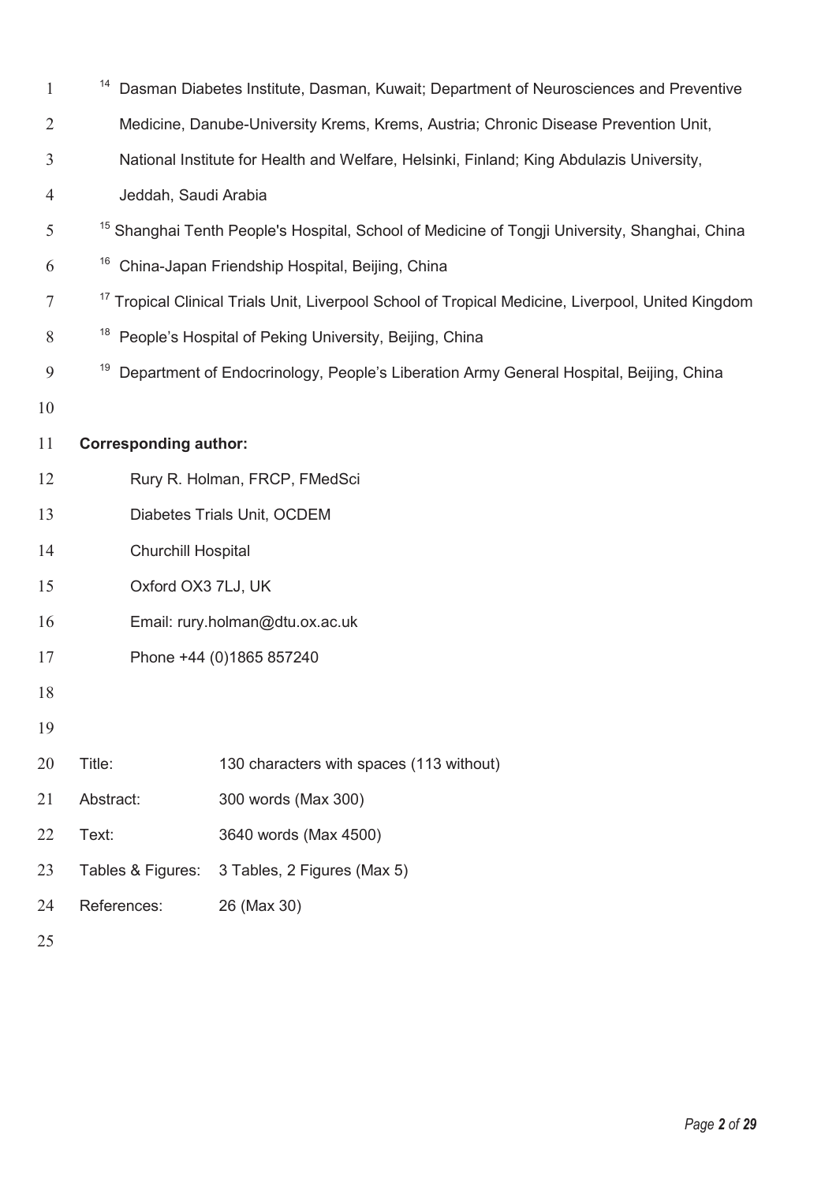[14] Dasman Diabetes Institute, Dasman, Kuwait; Department of Neurosciences and Preventive Medicine, Danube-University Krems, Krems, Austria; Chronic Disease Prevention Unit, National Institute for Health and Welfare, Helsinki, Finland; King Abdulazis University, Jeddah, Saudi Arabia

[15] Shanghai Tenth People's Hospital, School of Medicine of Tongji University, Shanghai, China

[16] China-Japan Friendship Hospital, Beijing, China

[17] Tropical Clinical Trials Unit, Liverpool School of Tropical Medicine, Liverpool, United Kingdom

[18] People's Hospital of Peking University, Beijing, China

[19] Department of Endocrinology, People's Liberation Army General Hospital, Beijing, China

**Corresponding author:**

Rury R. Holman, FRCP, FMedSci
Diabetes Trials Unit, OCDEM
Churchill Hospital
Oxford OX3 7LJ, UK
Email: rury.holman@dtu.ox.ac.uk
Phone +44 (0)1865 857240

| | |
|---|---|
| Title: | 130 characters with spaces (113 without) |
| Abstract: | 300 words (Max 300) |
| Text: | 3640 words (Max 4500) |
| Tables & Figures: | 3 Tables, 2 Figures (Max 5) |
| References: | 26 (Max 30) |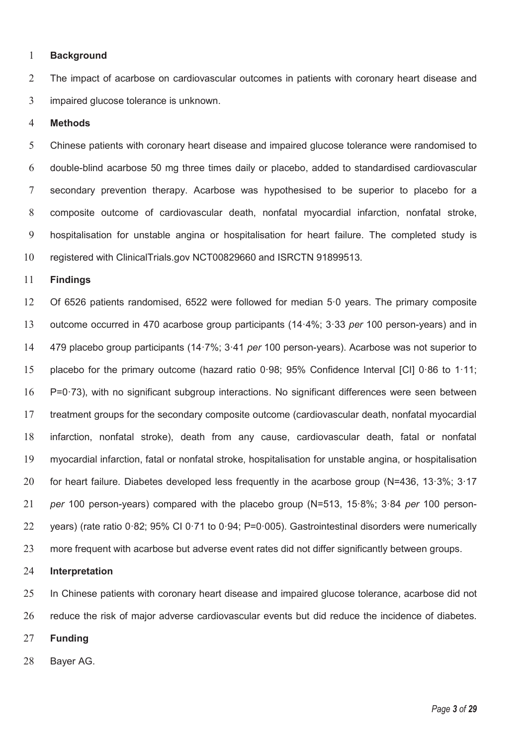## Background

The impact of acarbose on cardiovascular outcomes in patients with coronary heart disease and impaired glucose tolerance is unknown.

## Methods

Chinese patients with coronary heart disease and impaired glucose tolerance were randomised to double-blind acarbose 50 mg three times daily or placebo, added to standardised cardiovascular secondary prevention therapy. Acarbose was hypothesised to be superior to placebo for a composite outcome of cardiovascular death, nonfatal myocardial infarction, nonfatal stroke, hospitalisation for unstable angina or hospitalisation for heart failure. The completed study is registered with ClinicalTrials.gov NCT00829660 and ISRCTN 91899513.

## Findings

Of 6526 patients randomised, 6522 were followed for median 5·0 years. The primary composite outcome occurred in 470 acarbose group participants (14·4%; 3·33 *per* 100 person-years) and in 479 placebo group participants (14·7%; 3·41 *per* 100 person-years). Acarbose was not superior to placebo for the primary outcome (hazard ratio 0·98; 95% Confidence Interval [CI] 0·86 to 1·11; P=0·73), with no significant subgroup interactions. No significant differences were seen between treatment groups for the secondary composite outcome (cardiovascular death, nonfatal myocardial infarction, nonfatal stroke), death from any cause, cardiovascular death, fatal or nonfatal myocardial infarction, fatal or nonfatal stroke, hospitalisation for unstable angina, or hospitalisation for heart failure. Diabetes developed less frequently in the acarbose group (N=436, 13·3%; 3·17 *per* 100 person-years) compared with the placebo group (N=513, 15·8%; 3·84 *per* 100 person-years) (rate ratio 0·82; 95% CI 0·71 to 0·94; P=0·005). Gastrointestinal disorders were numerically more frequent with acarbose but adverse event rates did not differ significantly between groups.

## Interpretation

In Chinese patients with coronary heart disease and impaired glucose tolerance, acarbose did not reduce the risk of major adverse cardiovascular events but did reduce the incidence of diabetes.

## Funding

Bayer AG.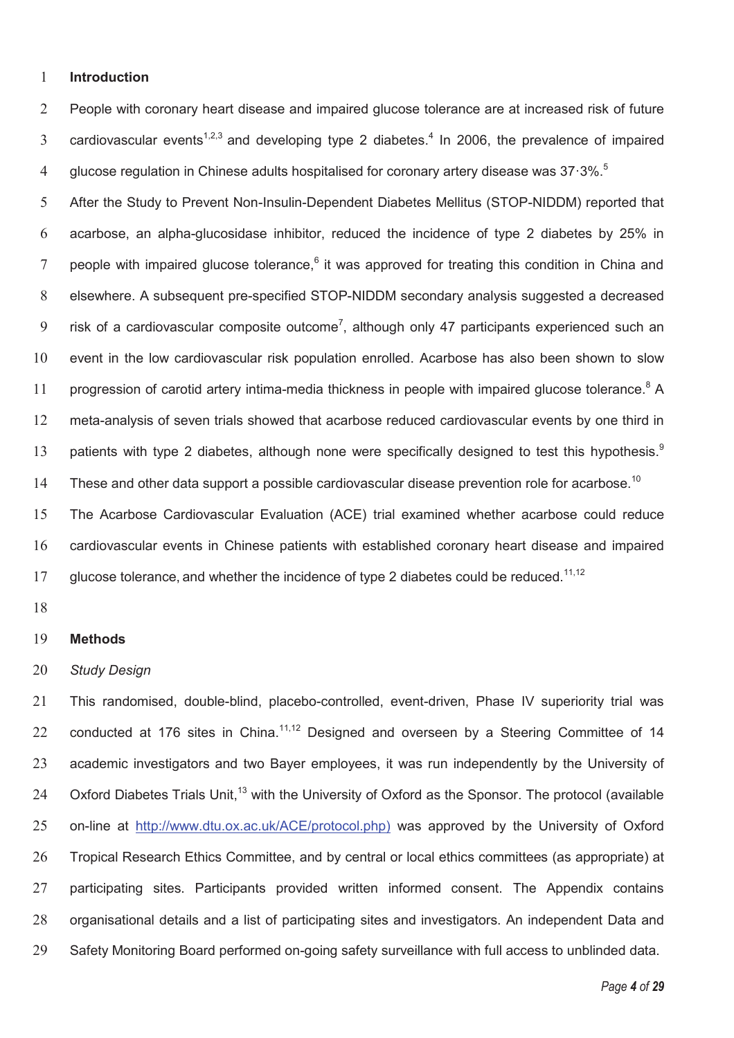## Introduction

People with coronary heart disease and impaired glucose tolerance are at increased risk of future cardiovascular events[1,2,3] and developing type 2 diabetes.[4] In 2006, the prevalence of impaired glucose regulation in Chinese adults hospitalised for coronary artery disease was 37·3%.[5]

After the Study to Prevent Non-Insulin-Dependent Diabetes Mellitus (STOP-NIDDM) reported that acarbose, an alpha-glucosidase inhibitor, reduced the incidence of type 2 diabetes by 25% in people with impaired glucose tolerance,[6] it was approved for treating this condition in China and elsewhere. A subsequent pre-specified STOP-NIDDM secondary analysis suggested a decreased risk of a cardiovascular composite outcome[7], although only 47 participants experienced such an event in the low cardiovascular risk population enrolled. Acarbose has also been shown to slow progression of carotid artery intima-media thickness in people with impaired glucose tolerance.[8] A meta-analysis of seven trials showed that acarbose reduced cardiovascular events by one third in patients with type 2 diabetes, although none were specifically designed to test this hypothesis.[9] These and other data support a possible cardiovascular disease prevention role for acarbose.[10]

The Acarbose Cardiovascular Evaluation (ACE) trial examined whether acarbose could reduce cardiovascular events in Chinese patients with established coronary heart disease and impaired glucose tolerance, and whether the incidence of type 2 diabetes could be reduced.[11,12]

## Methods

### *Study Design*

This randomised, double-blind, placebo-controlled, event-driven, Phase IV superiority trial was conducted at 176 sites in China.[11,12] Designed and overseen by a Steering Committee of 14 academic investigators and two Bayer employees, it was run independently by the University of Oxford Diabetes Trials Unit,[13] with the University of Oxford as the Sponsor. The protocol (available on-line at http://www.dtu.ox.ac.uk/ACE/protocol.php) was approved by the University of Oxford Tropical Research Ethics Committee, and by central or local ethics committees (as appropriate) at participating sites. Participants provided written informed consent. The Appendix contains organisational details and a list of participating sites and investigators. An independent Data and Safety Monitoring Board performed on-going safety surveillance with full access to unblinded data.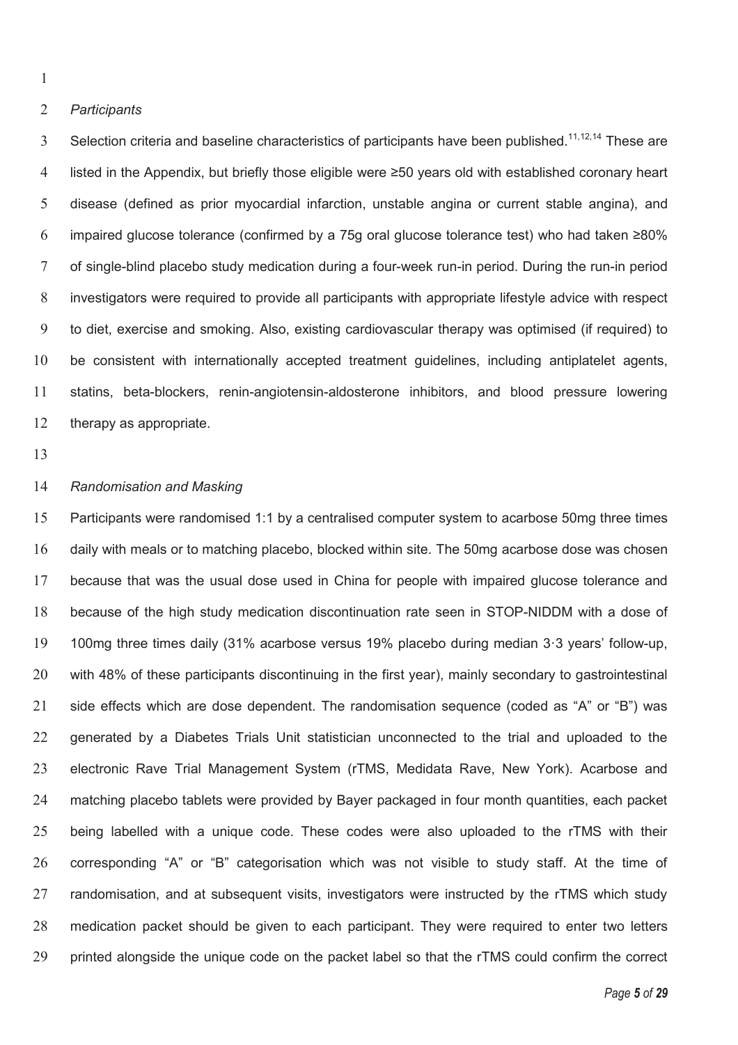*Participants*

Selection criteria and baseline characteristics of participants have been published.[11,12,14] These are listed in the Appendix, but briefly those eligible were ≥50 years old with established coronary heart disease (defined as prior myocardial infarction, unstable angina or current stable angina), and impaired glucose tolerance (confirmed by a 75g oral glucose tolerance test) who had taken ≥80% of single-blind placebo study medication during a four-week run-in period. During the run-in period investigators were required to provide all participants with appropriate lifestyle advice with respect to diet, exercise and smoking. Also, existing cardiovascular therapy was optimised (if required) to be consistent with internationally accepted treatment guidelines, including antiplatelet agents, statins, beta-blockers, renin-angiotensin-aldosterone inhibitors, and blood pressure lowering therapy as appropriate.

*Randomisation and Masking*

Participants were randomised 1:1 by a centralised computer system to acarbose 50mg three times daily with meals or to matching placebo, blocked within site. The 50mg acarbose dose was chosen because that was the usual dose used in China for people with impaired glucose tolerance and because of the high study medication discontinuation rate seen in STOP-NIDDM with a dose of 100mg three times daily (31% acarbose versus 19% placebo during median 3·3 years' follow-up, with 48% of these participants discontinuing in the first year), mainly secondary to gastrointestinal side effects which are dose dependent. The randomisation sequence (coded as "A" or "B") was generated by a Diabetes Trials Unit statistician unconnected to the trial and uploaded to the electronic Rave Trial Management System (rTMS, Medidata Rave, New York). Acarbose and matching placebo tablets were provided by Bayer packaged in four month quantities, each packet being labelled with a unique code. These codes were also uploaded to the rTMS with their corresponding "A" or "B" categorisation which was not visible to study staff. At the time of randomisation, and at subsequent visits, investigators were instructed by the rTMS which study medication packet should be given to each participant. They were required to enter two letters printed alongside the unique code on the packet label so that the rTMS could confirm the correct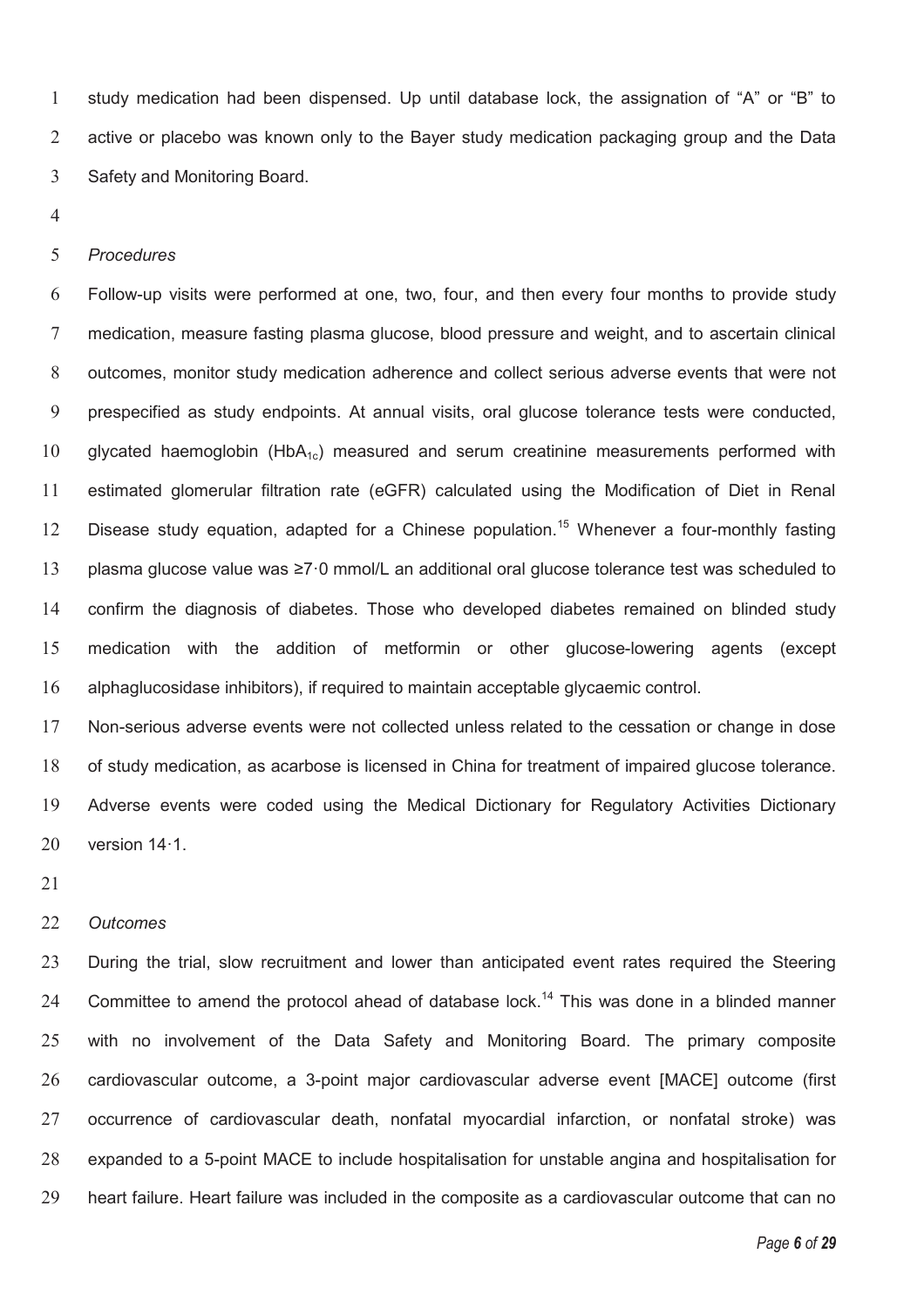study medication had been dispensed. Up until database lock, the assignation of "A" or "B" to active or placebo was known only to the Bayer study medication packaging group and the Data Safety and Monitoring Board.

*Procedures*

Follow-up visits were performed at one, two, four, and then every four months to provide study medication, measure fasting plasma glucose, blood pressure and weight, and to ascertain clinical outcomes, monitor study medication adherence and collect serious adverse events that were not prespecified as study endpoints. At annual visits, oral glucose tolerance tests were conducted, glycated haemoglobin ($HbA_{1c}$) measured and serum creatinine measurements performed with estimated glomerular filtration rate (eGFR) calculated using the Modification of Diet in Renal Disease study equation, adapted for a Chinese population.[15] Whenever a four-monthly fasting plasma glucose value was ≥7·0 mmol/L an additional oral glucose tolerance test was scheduled to confirm the diagnosis of diabetes. Those who developed diabetes remained on blinded study medication with the addition of metformin or other glucose-lowering agents (except alphaglucosidase inhibitors), if required to maintain acceptable glycaemic control.

Non-serious adverse events were not collected unless related to the cessation or change in dose of study medication, as acarbose is licensed in China for treatment of impaired glucose tolerance. Adverse events were coded using the Medical Dictionary for Regulatory Activities Dictionary version 14·1.

*Outcomes*

During the trial, slow recruitment and lower than anticipated event rates required the Steering Committee to amend the protocol ahead of database lock.[14] This was done in a blinded manner with no involvement of the Data Safety and Monitoring Board. The primary composite cardiovascular outcome, a 3-point major cardiovascular adverse event [MACE] outcome (first occurrence of cardiovascular death, nonfatal myocardial infarction, or nonfatal stroke) was expanded to a 5-point MACE to include hospitalisation for unstable angina and hospitalisation for heart failure. Heart failure was included in the composite as a cardiovascular outcome that can no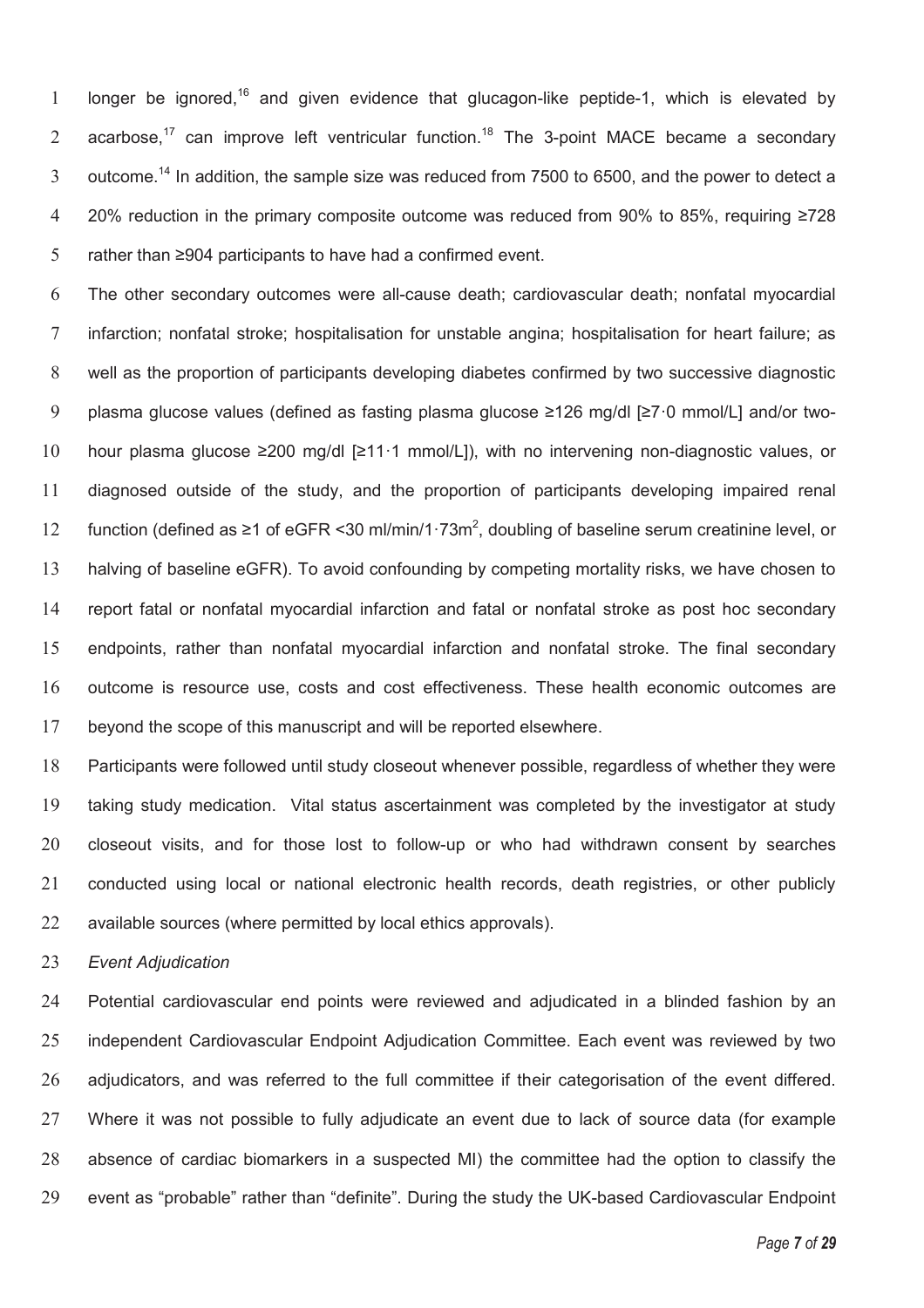longer be ignored,[16] and given evidence that glucagon-like peptide-1, which is elevated by acarbose,[17] can improve left ventricular function.[18] The 3-point MACE became a secondary outcome.[14] In addition, the sample size was reduced from 7500 to 6500, and the power to detect a 20% reduction in the primary composite outcome was reduced from 90% to 85%, requiring ≥728 rather than ≥904 participants to have had a confirmed event.

The other secondary outcomes were all-cause death; cardiovascular death; nonfatal myocardial infarction; nonfatal stroke; hospitalisation for unstable angina; hospitalisation for heart failure; as well as the proportion of participants developing diabetes confirmed by two successive diagnostic plasma glucose values (defined as fasting plasma glucose ≥126 mg/dl [≥7·0 mmol/L] and/or two-hour plasma glucose ≥200 mg/dl [≥11·1 mmol/L]), with no intervening non-diagnostic values, or diagnosed outside of the study, and the proportion of participants developing impaired renal function (defined as ≥1 of eGFR <30 ml/min/1·73m$^2$, doubling of baseline serum creatinine level, or halving of baseline eGFR). To avoid confounding by competing mortality risks, we have chosen to report fatal or nonfatal myocardial infarction and fatal or nonfatal stroke as post hoc secondary endpoints, rather than nonfatal myocardial infarction and nonfatal stroke. The final secondary outcome is resource use, costs and cost effectiveness. These health economic outcomes are beyond the scope of this manuscript and will be reported elsewhere.

Participants were followed until study closeout whenever possible, regardless of whether they were taking study medication. Vital status ascertainment was completed by the investigator at study closeout visits, and for those lost to follow-up or who had withdrawn consent by searches conducted using local or national electronic health records, death registries, or other publicly available sources (where permitted by local ethics approvals).

*Event Adjudication*

Potential cardiovascular end points were reviewed and adjudicated in a blinded fashion by an independent Cardiovascular Endpoint Adjudication Committee. Each event was reviewed by two adjudicators, and was referred to the full committee if their categorisation of the event differed. Where it was not possible to fully adjudicate an event due to lack of source data (for example absence of cardiac biomarkers in a suspected MI) the committee had the option to classify the event as "probable" rather than "definite". During the study the UK-based Cardiovascular Endpoint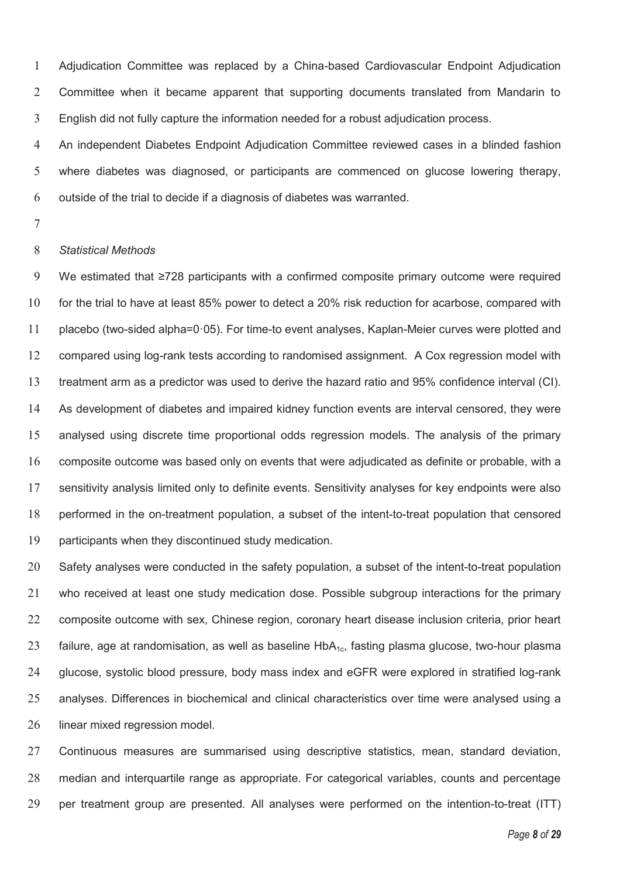Adjudication Committee was replaced by a China-based Cardiovascular Endpoint Adjudication Committee when it became apparent that supporting documents translated from Mandarin to English did not fully capture the information needed for a robust adjudication process.

An independent Diabetes Endpoint Adjudication Committee reviewed cases in a blinded fashion where diabetes was diagnosed, or participants are commenced on glucose lowering therapy, outside of the trial to decide if a diagnosis of diabetes was warranted.

*Statistical Methods*

We estimated that ≥728 participants with a confirmed composite primary outcome were required for the trial to have at least 85% power to detect a 20% risk reduction for acarbose, compared with placebo (two-sided alpha=0·05). For time-to event analyses, Kaplan-Meier curves were plotted and compared using log-rank tests according to randomised assignment. A Cox regression model with treatment arm as a predictor was used to derive the hazard ratio and 95% confidence interval (CI). As development of diabetes and impaired kidney function events are interval censored, they were analysed using discrete time proportional odds regression models. The analysis of the primary composite outcome was based only on events that were adjudicated as definite or probable, with a sensitivity analysis limited only to definite events. Sensitivity analyses for key endpoints were also performed in the on-treatment population, a subset of the intent-to-treat population that censored participants when they discontinued study medication.

Safety analyses were conducted in the safety population, a subset of the intent-to-treat population who received at least one study medication dose. Possible subgroup interactions for the primary composite outcome with sex, Chinese region, coronary heart disease inclusion criteria, prior heart failure, age at randomisation, as well as baseline $HbA_{1c}$, fasting plasma glucose, two-hour plasma glucose, systolic blood pressure, body mass index and eGFR were explored in stratified log-rank analyses. Differences in biochemical and clinical characteristics over time were analysed using a linear mixed regression model.

Continuous measures are summarised using descriptive statistics, mean, standard deviation, median and interquartile range as appropriate. For categorical variables, counts and percentage per treatment group are presented. All analyses were performed on the intention-to-treat (ITT)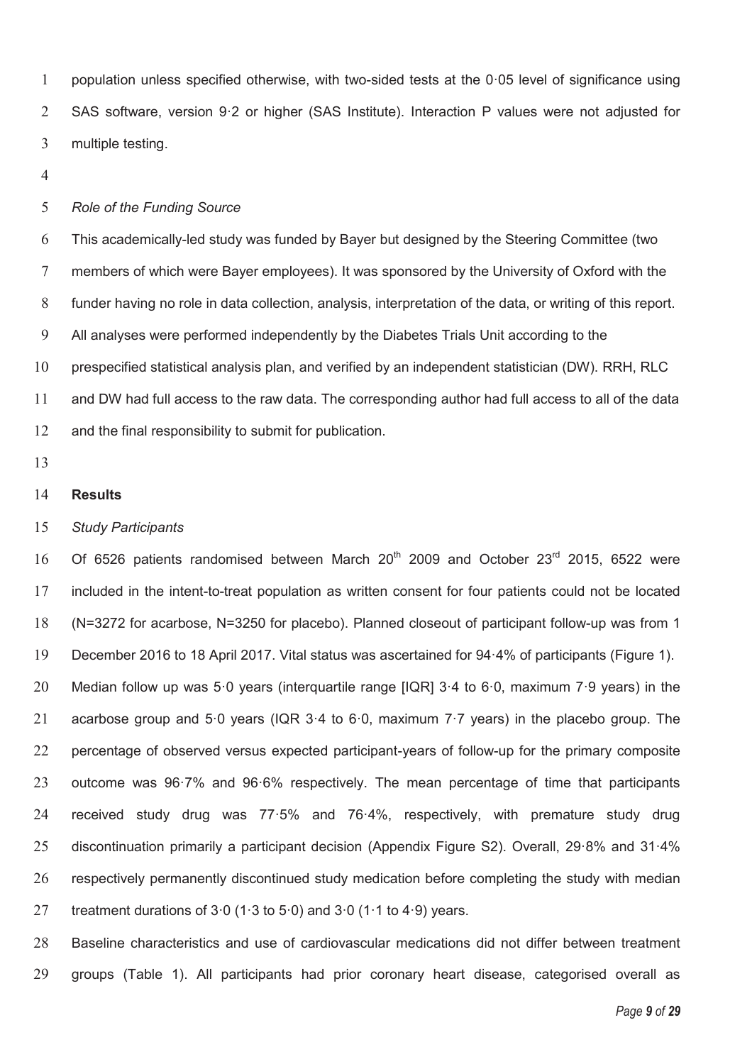population unless specified otherwise, with two-sided tests at the 0·05 level of significance using SAS software, version 9·2 or higher (SAS Institute). Interaction P values were not adjusted for multiple testing.

*Role of the Funding Source*

This academically-led study was funded by Bayer but designed by the Steering Committee (two members of which were Bayer employees). It was sponsored by the University of Oxford with the funder having no role in data collection, analysis, interpretation of the data, or writing of this report. All analyses were performed independently by the Diabetes Trials Unit according to the prespecified statistical analysis plan, and verified by an independent statistician (DW). RRH, RLC and DW had full access to the raw data. The corresponding author had full access to all of the data and the final responsibility to submit for publication.

## Results

*Study Participants*

Of 6526 patients randomised between March 20th 2009 and October 23rd 2015, 6522 were included in the intent-to-treat population as written consent for four patients could not be located (N=3272 for acarbose, N=3250 for placebo). Planned closeout of participant follow-up was from 1 December 2016 to 18 April 2017. Vital status was ascertained for 94·4% of participants (Figure 1). Median follow up was 5·0 years (interquartile range [IQR] 3·4 to 6·0, maximum 7·9 years) in the acarbose group and 5·0 years (IQR 3·4 to 6·0, maximum 7·7 years) in the placebo group. The percentage of observed versus expected participant-years of follow-up for the primary composite outcome was 96·7% and 96·6% respectively. The mean percentage of time that participants received study drug was 77·5% and 76·4%, respectively, with premature study drug discontinuation primarily a participant decision (Appendix Figure S2). Overall, 29·8% and 31·4% respectively permanently discontinued study medication before completing the study with median treatment durations of 3·0 (1·3 to 5·0) and 3·0 (1·1 to 4·9) years.

Baseline characteristics and use of cardiovascular medications did not differ between treatment groups (Table 1). All participants had prior coronary heart disease, categorised overall as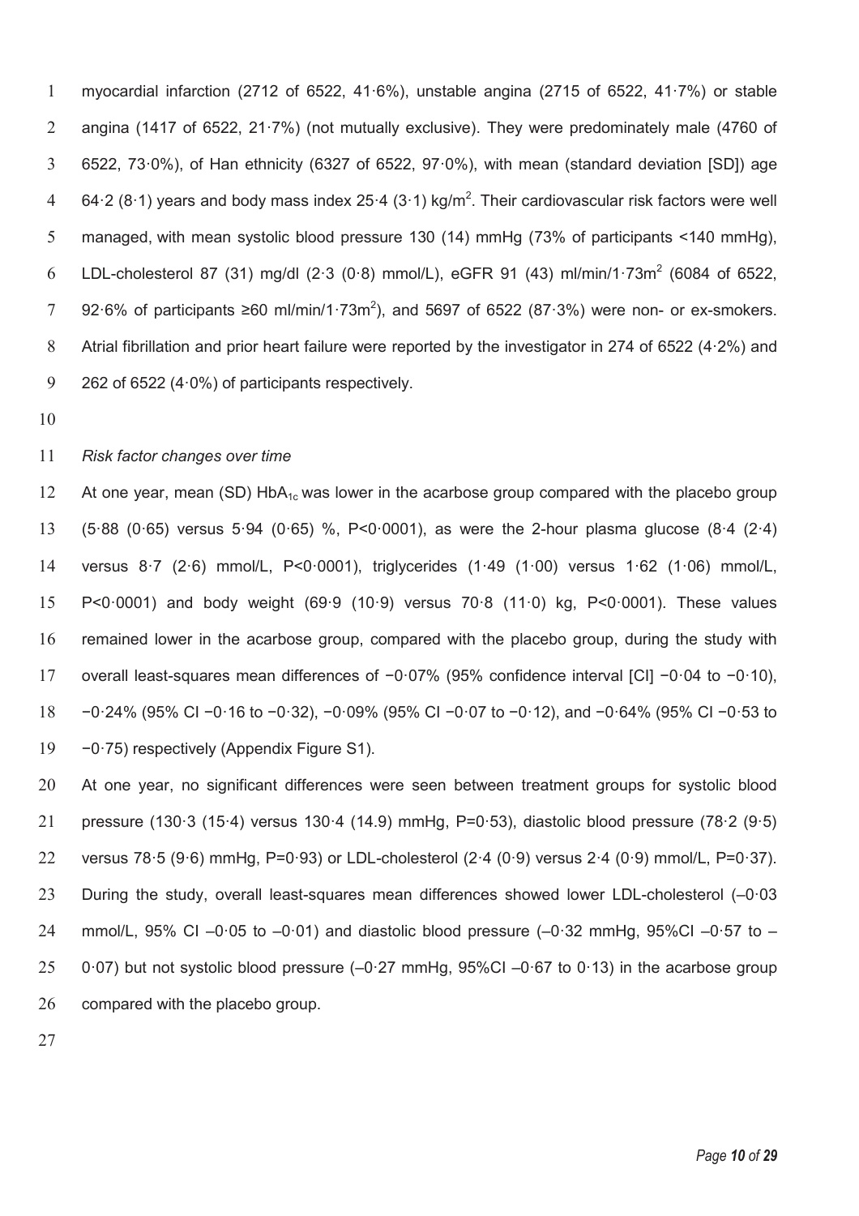myocardial infarction (2712 of 6522, 41·6%), unstable angina (2715 of 6522, 41·7%) or stable angina (1417 of 6522, 21·7%) (not mutually exclusive). They were predominately male (4760 of 6522, 73·0%), of Han ethnicity (6327 of 6522, 97·0%), with mean (standard deviation [SD]) age 64·2 (8·1) years and body mass index 25·4 (3·1) kg/$m^2$. Their cardiovascular risk factors were well managed, with mean systolic blood pressure 130 (14) mmHg (73% of participants <140 mmHg), LDL-cholesterol 87 (31) mg/dl (2·3 (0·8) mmol/L), eGFR 91 (43) ml/min/1·73$m^2$ (6084 of 6522, 92·6% of participants ≥60 ml/min/1·73$m^2$), and 5697 of 6522 (87·3%) were non- or ex-smokers. Atrial fibrillation and prior heart failure were reported by the investigator in 274 of 6522 (4·2%) and 262 of 6522 (4·0%) of participants respectively.

*Risk factor changes over time*

At one year, mean (SD) $HbA_{1c}$ was lower in the acarbose group compared with the placebo group (5·88 (0·65) versus 5·94 (0·65) %, P<0·0001), as were the 2-hour plasma glucose (8·4 (2·4) versus 8·7 (2·6) mmol/L, P<0·0001), triglycerides (1·49 (1·00) versus 1·62 (1·06) mmol/L, P<0·0001) and body weight (69·9 (10·9) versus 70·8 (11·0) kg, P<0·0001). These values remained lower in the acarbose group, compared with the placebo group, during the study with overall least-squares mean differences of −0·07% (95% confidence interval [CI] −0·04 to −0·10), −0·24% (95% CI −0·16 to −0·32), −0·09% (95% CI −0·07 to −0·12), and −0·64% (95% CI −0·53 to −0·75) respectively (Appendix Figure S1).

At one year, no significant differences were seen between treatment groups for systolic blood pressure (130·3 (15·4) versus 130·4 (14.9) mmHg, P=0·53), diastolic blood pressure (78·2 (9·5) versus 78·5 (9·6) mmHg, P=0·93) or LDL-cholesterol (2·4 (0·9) versus 2·4 (0·9) mmol/L, P=0·37). During the study, overall least-squares mean differences showed lower LDL-cholesterol (–0·03 mmol/L, 95% CI –0·05 to –0·01) and diastolic blood pressure (–0·32 mmHg, 95%CI –0·57 to –0·07) but not systolic blood pressure (–0·27 mmHg, 95%CI –0·67 to 0·13) in the acarbose group compared with the placebo group.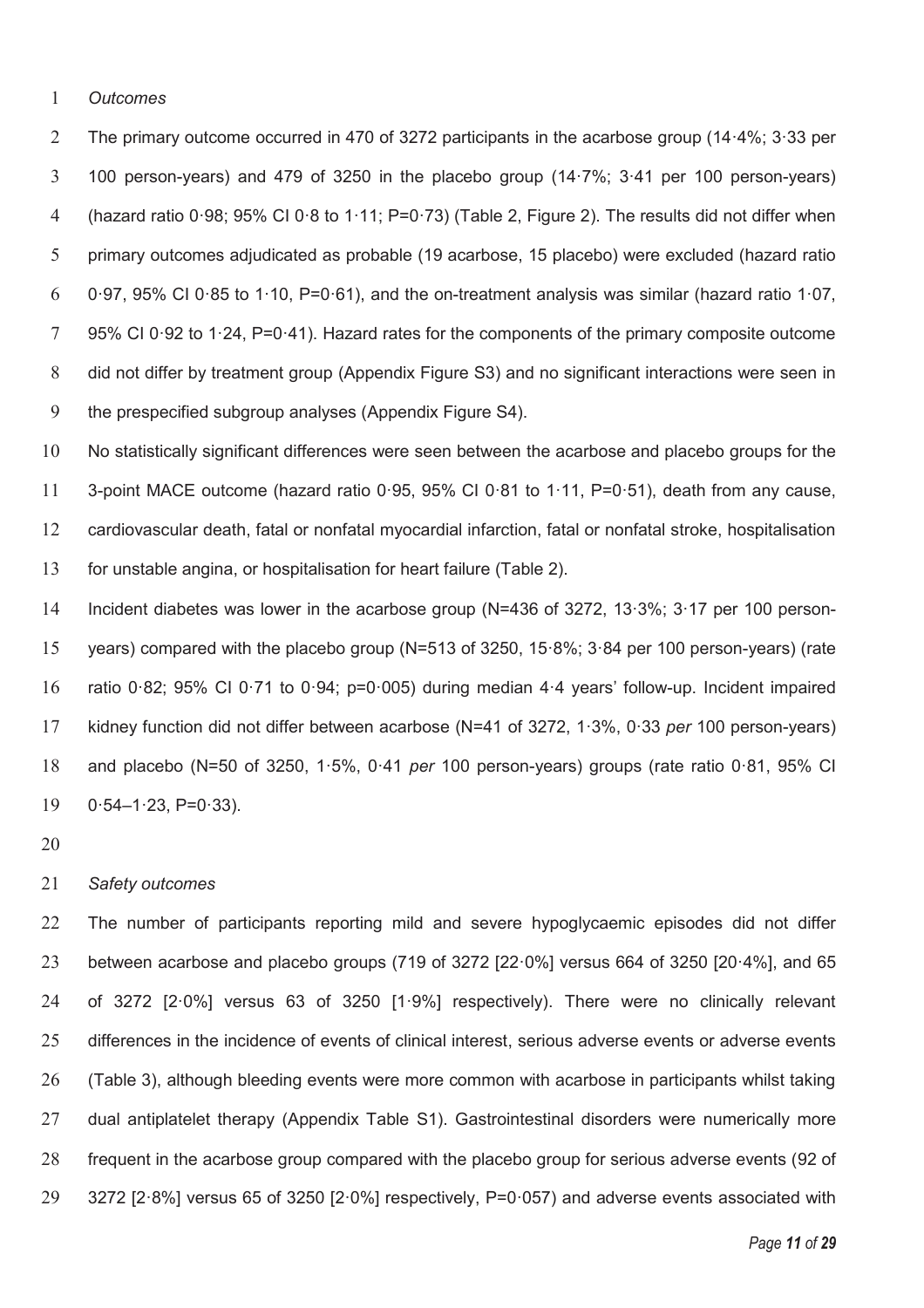*Outcomes*

The primary outcome occurred in 470 of 3272 participants in the acarbose group (14·4%; 3·33 per 100 person-years) and 479 of 3250 in the placebo group (14·7%; 3·41 per 100 person-years) (hazard ratio 0·98; 95% CI 0·8 to 1·11; P=0·73) (Table 2, Figure 2). The results did not differ when primary outcomes adjudicated as probable (19 acarbose, 15 placebo) were excluded (hazard ratio 0·97, 95% CI 0·85 to 1·10, P=0·61), and the on-treatment analysis was similar (hazard ratio 1·07, 95% CI 0·92 to 1·24, P=0·41). Hazard rates for the components of the primary composite outcome did not differ by treatment group (Appendix Figure S3) and no significant interactions were seen in the prespecified subgroup analyses (Appendix Figure S4).

No statistically significant differences were seen between the acarbose and placebo groups for the 3-point MACE outcome (hazard ratio 0·95, 95% CI 0·81 to 1·11, P=0·51), death from any cause, cardiovascular death, fatal or nonfatal myocardial infarction, fatal or nonfatal stroke, hospitalisation for unstable angina, or hospitalisation for heart failure (Table 2).

Incident diabetes was lower in the acarbose group (N=436 of 3272, 13·3%; 3·17 per 100 person-years) compared with the placebo group (N=513 of 3250, 15·8%; 3·84 per 100 person-years) (rate ratio 0·82; 95% CI 0·71 to 0·94; p=0·005) during median 4·4 years' follow-up. Incident impaired kidney function did not differ between acarbose (N=41 of 3272, 1·3%, 0·33 *per* 100 person-years) and placebo (N=50 of 3250, 1·5%, 0·41 *per* 100 person-years) groups (rate ratio 0·81, 95% CI 0·54–1·23, P=0·33).

*Safety outcomes*

The number of participants reporting mild and severe hypoglycaemic episodes did not differ between acarbose and placebo groups (719 of 3272 [22·0%] versus 664 of 3250 [20·4%], and 65 of 3272 [2·0%] versus 63 of 3250 [1·9%] respectively). There were no clinically relevant differences in the incidence of events of clinical interest, serious adverse events or adverse events (Table 3), although bleeding events were more common with acarbose in participants whilst taking dual antiplatelet therapy (Appendix Table S1). Gastrointestinal disorders were numerically more frequent in the acarbose group compared with the placebo group for serious adverse events (92 of 3272 [2·8%] versus 65 of 3250 [2·0%] respectively, P=0·057) and adverse events associated with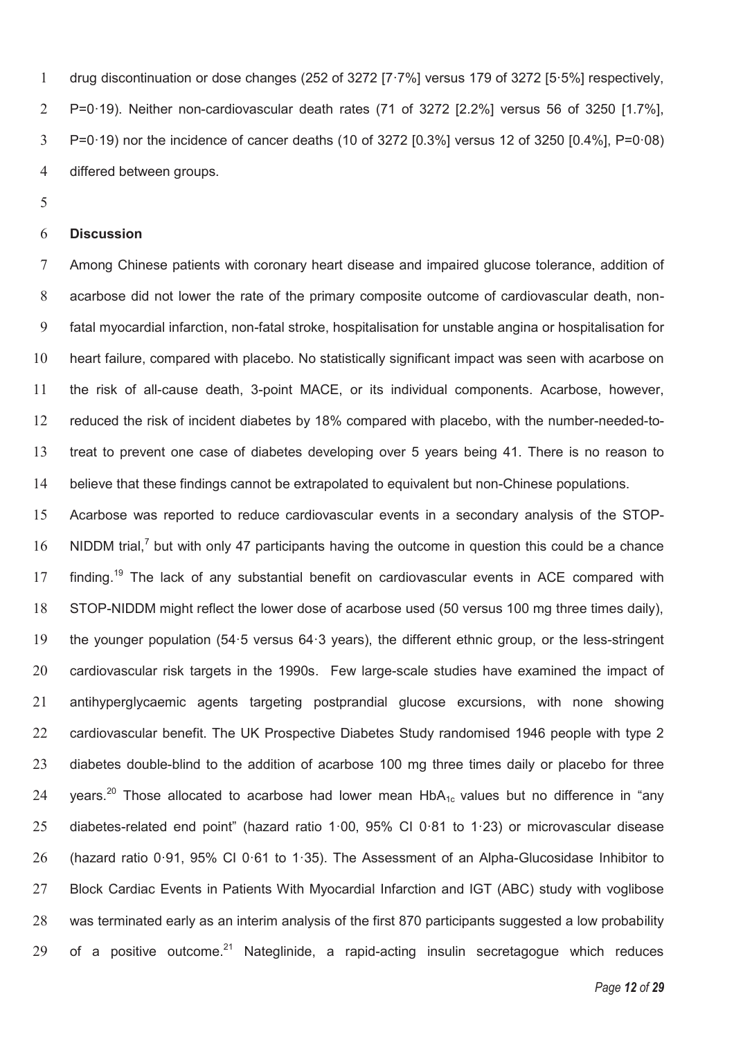drug discontinuation or dose changes (252 of 3272 [7·7%] versus 179 of 3272 [5·5%] respectively, P=0·19). Neither non-cardiovascular death rates (71 of 3272 [2.2%] versus 56 of 3250 [1.7%], P=0·19) nor the incidence of cancer deaths (10 of 3272 [0.3%] versus 12 of 3250 [0.4%], P=0·08) differed between groups.

## Discussion

Among Chinese patients with coronary heart disease and impaired glucose tolerance, addition of acarbose did not lower the rate of the primary composite outcome of cardiovascular death, non-fatal myocardial infarction, non-fatal stroke, hospitalisation for unstable angina or hospitalisation for heart failure, compared with placebo. No statistically significant impact was seen with acarbose on the risk of all-cause death, 3-point MACE, or its individual components. Acarbose, however, reduced the risk of incident diabetes by 18% compared with placebo, with the number-needed-to-treat to prevent one case of diabetes developing over 5 years being 41. There is no reason to believe that these findings cannot be extrapolated to equivalent but non-Chinese populations.

Acarbose was reported to reduce cardiovascular events in a secondary analysis of the STOP-NIDDM trial,[7] but with only 47 participants having the outcome in question this could be a chance finding.[19] The lack of any substantial benefit on cardiovascular events in ACE compared with STOP-NIDDM might reflect the lower dose of acarbose used (50 versus 100 mg three times daily), the younger population (54·5 versus 64·3 years), the different ethnic group, or the less-stringent cardiovascular risk targets in the 1990s. Few large-scale studies have examined the impact of antihyperglycaemic agents targeting postprandial glucose excursions, with none showing cardiovascular benefit. The UK Prospective Diabetes Study randomised 1946 people with type 2 diabetes double-blind to the addition of acarbose 100 mg three times daily or placebo for three years.[20] Those allocated to acarbose had lower mean $HbA_{1c}$ values but no difference in "any diabetes-related end point" (hazard ratio 1·00, 95% CI 0·81 to 1·23) or microvascular disease (hazard ratio 0·91, 95% CI 0·61 to 1·35). The Assessment of an Alpha-Glucosidase Inhibitor to Block Cardiac Events in Patients With Myocardial Infarction and IGT (ABC) study with voglibose was terminated early as an interim analysis of the first 870 participants suggested a low probability of a positive outcome.[21] Nateglinide, a rapid-acting insulin secretagogue which reduces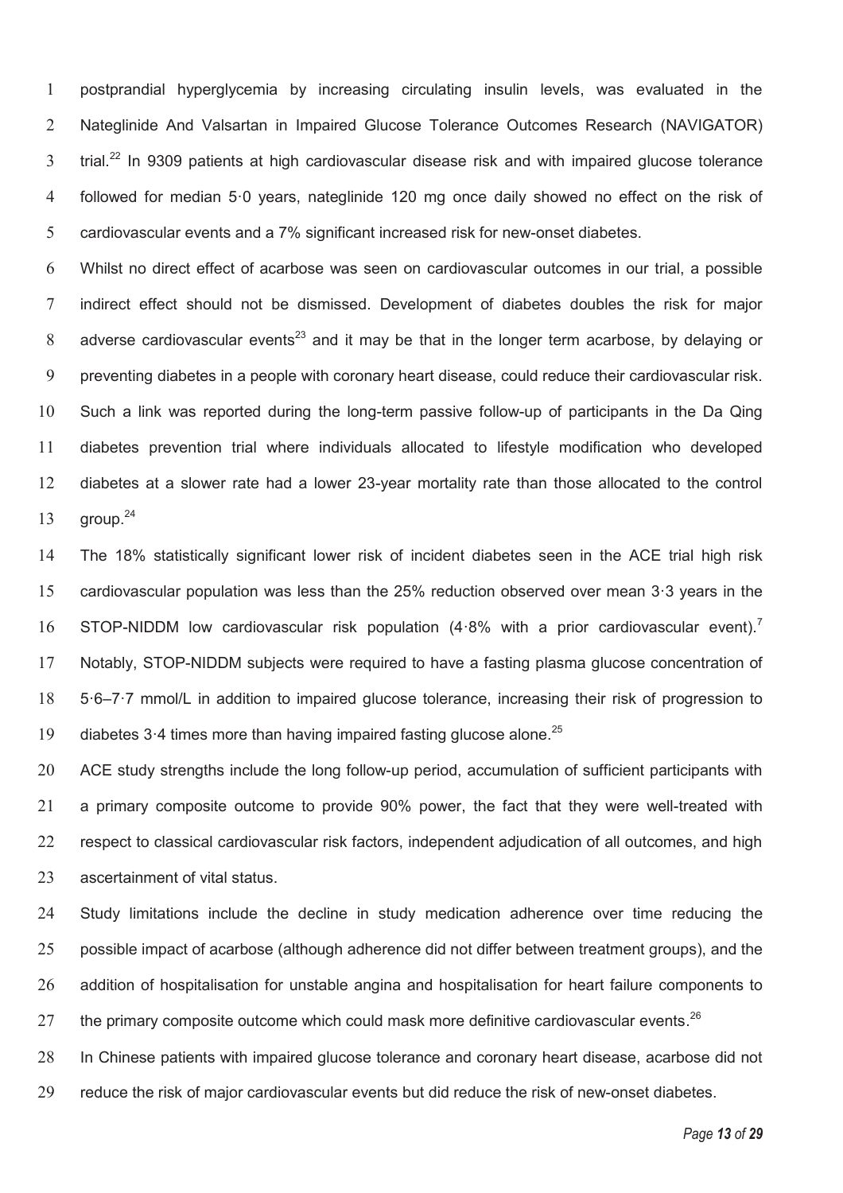postprandial hyperglycemia by increasing circulating insulin levels, was evaluated in the Nateglinide And Valsartan in Impaired Glucose Tolerance Outcomes Research (NAVIGATOR) trial.[22] In 9309 patients at high cardiovascular disease risk and with impaired glucose tolerance followed for median 5·0 years, nateglinide 120 mg once daily showed no effect on the risk of cardiovascular events and a 7% significant increased risk for new-onset diabetes.

Whilst no direct effect of acarbose was seen on cardiovascular outcomes in our trial, a possible indirect effect should not be dismissed. Development of diabetes doubles the risk for major adverse cardiovascular events[23] and it may be that in the longer term acarbose, by delaying or preventing diabetes in a people with coronary heart disease, could reduce their cardiovascular risk. Such a link was reported during the long-term passive follow-up of participants in the Da Qing diabetes prevention trial where individuals allocated to lifestyle modification who developed diabetes at a slower rate had a lower 23-year mortality rate than those allocated to the control group.[24]

The 18% statistically significant lower risk of incident diabetes seen in the ACE trial high risk cardiovascular population was less than the 25% reduction observed over mean 3·3 years in the STOP-NIDDM low cardiovascular risk population (4·8% with a prior cardiovascular event).[7] Notably, STOP-NIDDM subjects were required to have a fasting plasma glucose concentration of 5·6–7·7 mmol/L in addition to impaired glucose tolerance, increasing their risk of progression to diabetes 3·4 times more than having impaired fasting glucose alone.[25]

ACE study strengths include the long follow-up period, accumulation of sufficient participants with a primary composite outcome to provide 90% power, the fact that they were well-treated with respect to classical cardiovascular risk factors, independent adjudication of all outcomes, and high ascertainment of vital status.

Study limitations include the decline in study medication adherence over time reducing the possible impact of acarbose (although adherence did not differ between treatment groups), and the addition of hospitalisation for unstable angina and hospitalisation for heart failure components to the primary composite outcome which could mask more definitive cardiovascular events.[26]

In Chinese patients with impaired glucose tolerance and coronary heart disease, acarbose did not reduce the risk of major cardiovascular events but did reduce the risk of new-onset diabetes.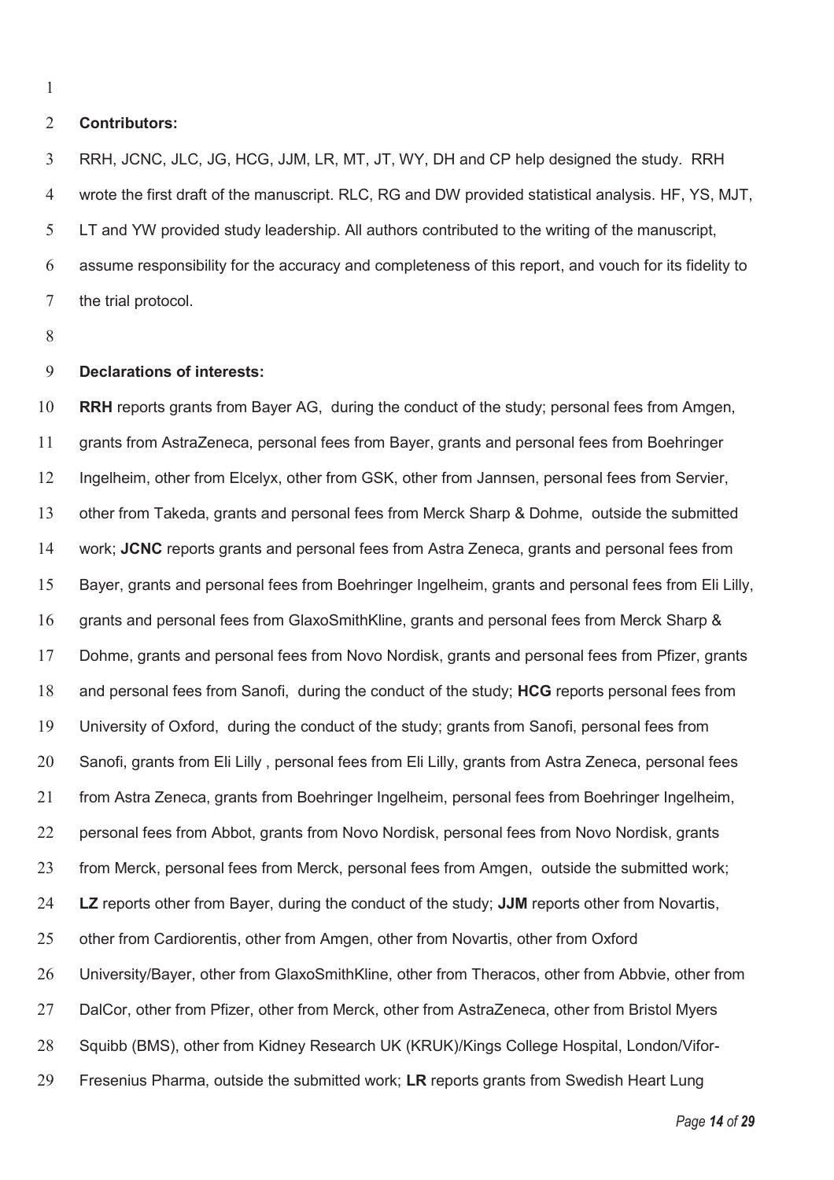**Contributors:**

RRH, JCNC, JLC, JG, HCG, JJM, LR, MT, JT, WY, DH and CP help designed the study. RRH wrote the first draft of the manuscript. RLC, RG and DW provided statistical analysis. HF, YS, MJT, LT and YW provided study leadership. All authors contributed to the writing of the manuscript, assume responsibility for the accuracy and completeness of this report, and vouch for its fidelity to the trial protocol.

**Declarations of interests:**

**RRH** reports grants from Bayer AG, during the conduct of the study; personal fees from Amgen, grants from AstraZeneca, personal fees from Bayer, grants and personal fees from Boehringer Ingelheim, other from Elcelyx, other from GSK, other from Jannsen, personal fees from Servier, other from Takeda, grants and personal fees from Merck Sharp & Dohme, outside the submitted work; **JCNC** reports grants and personal fees from Astra Zeneca, grants and personal fees from Bayer, grants and personal fees from Boehringer Ingelheim, grants and personal fees from Eli Lilly, grants and personal fees from GlaxoSmithKline, grants and personal fees from Merck Sharp & Dohme, grants and personal fees from Novo Nordisk, grants and personal fees from Pfizer, grants and personal fees from Sanofi, during the conduct of the study; **HCG** reports personal fees from University of Oxford, during the conduct of the study; grants from Sanofi, personal fees from Sanofi, grants from Eli Lilly , personal fees from Eli Lilly, grants from Astra Zeneca, personal fees from Astra Zeneca, grants from Boehringer Ingelheim, personal fees from Boehringer Ingelheim, personal fees from Abbot, grants from Novo Nordisk, personal fees from Novo Nordisk, grants from Merck, personal fees from Merck, personal fees from Amgen, outside the submitted work; **LZ** reports other from Bayer, during the conduct of the study; **JJM** reports other from Novartis, other from Cardiorentis, other from Amgen, other from Novartis, other from Oxford University/Bayer, other from GlaxoSmithKline, other from Theracos, other from Abbvie, other from DalCor, other from Pfizer, other from Merck, other from AstraZeneca, other from Bristol Myers Squibb (BMS), other from Kidney Research UK (KRUK)/Kings College Hospital, London/Vifor-Fresenius Pharma, outside the submitted work; **LR** reports grants from Swedish Heart Lung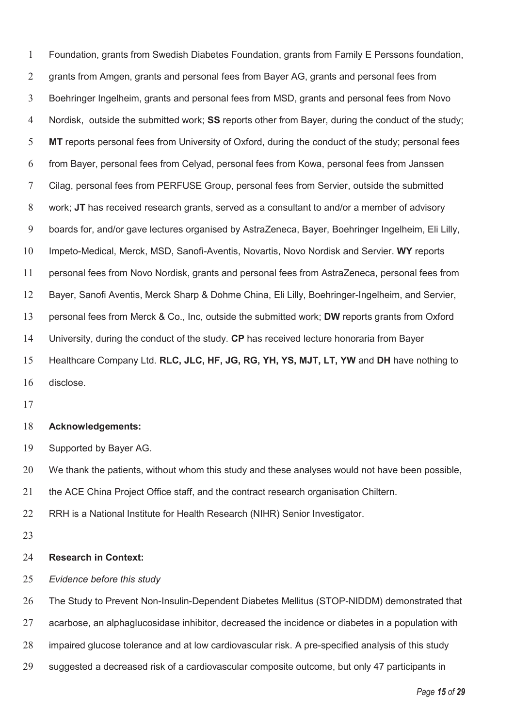Foundation, grants from Swedish Diabetes Foundation, grants from Family E Perssons foundation, grants from Amgen, grants and personal fees from Bayer AG, grants and personal fees from Boehringer Ingelheim, grants and personal fees from MSD, grants and personal fees from Novo Nordisk, outside the submitted work; **SS** reports other from Bayer, during the conduct of the study; **MT** reports personal fees from University of Oxford, during the conduct of the study; personal fees from Bayer, personal fees from Celyad, personal fees from Kowa, personal fees from Janssen Cilag, personal fees from PERFUSE Group, personal fees from Servier, outside the submitted work; **JT** has received research grants, served as a consultant to and/or a member of advisory boards for, and/or gave lectures organised by AstraZeneca, Bayer, Boehringer Ingelheim, Eli Lilly, Impeto-Medical, Merck, MSD, Sanofi-Aventis, Novartis, Novo Nordisk and Servier. **WY** reports personal fees from Novo Nordisk, grants and personal fees from AstraZeneca, personal fees from Bayer, Sanofi Aventis, Merck Sharp & Dohme China, Eli Lilly, Boehringer-Ingelheim, and Servier, personal fees from Merck & Co., Inc, outside the submitted work; **DW** reports grants from Oxford University, during the conduct of the study. **CP** has received lecture honoraria from Bayer Healthcare Company Ltd. **RLC, JLC, HF, JG, RG, YH, YS, MJT, LT, YW** and **DH** have nothing to disclose.

**Acknowledgements:**

Supported by Bayer AG.

We thank the patients, without whom this study and these analyses would not have been possible, the ACE China Project Office staff, and the contract research organisation Chiltern.

RRH is a National Institute for Health Research (NIHR) Senior Investigator.

**Research in Context:**

*Evidence before this study*

The Study to Prevent Non-Insulin-Dependent Diabetes Mellitus (STOP-NIDDM) demonstrated that acarbose, an alphaglucosidase inhibitor, decreased the incidence or diabetes in a population with impaired glucose tolerance and at low cardiovascular risk. A pre-specified analysis of this study suggested a decreased risk of a cardiovascular composite outcome, but only 47 participants in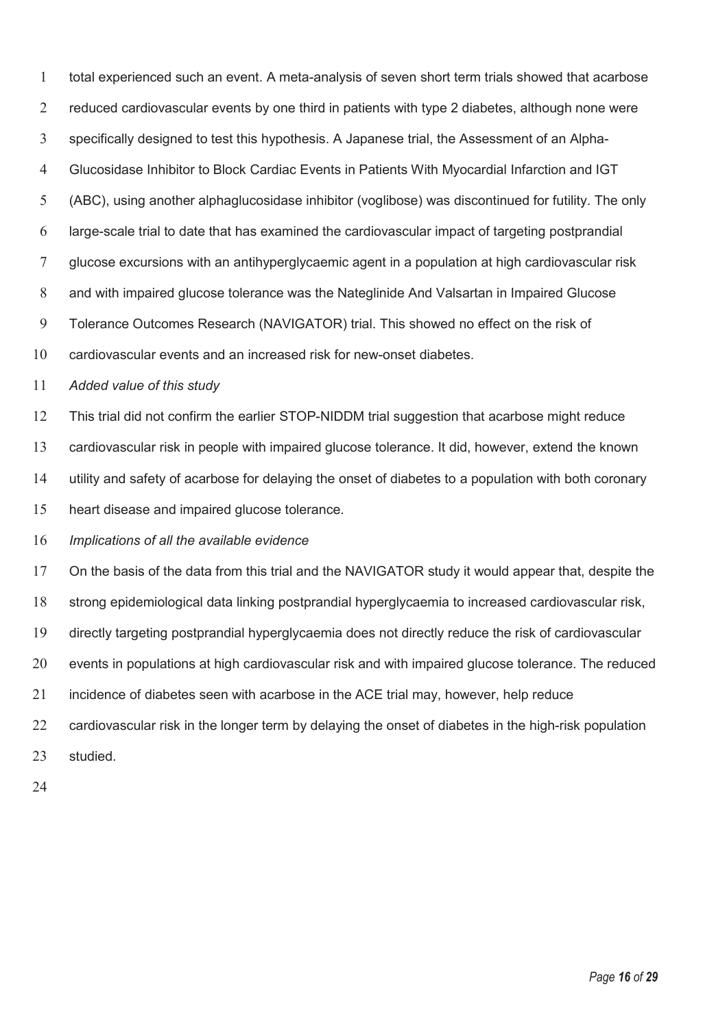total experienced such an event. A meta-analysis of seven short term trials showed that acarbose reduced cardiovascular events by one third in patients with type 2 diabetes, although none were specifically designed to test this hypothesis. A Japanese trial, the Assessment of an Alpha-Glucosidase Inhibitor to Block Cardiac Events in Patients With Myocardial Infarction and IGT (ABC), using another alphaglucosidase inhibitor (voglibose) was discontinued for futility. The only large-scale trial to date that has examined the cardiovascular impact of targeting postprandial glucose excursions with an antihyperglycaemic agent in a population at high cardiovascular risk and with impaired glucose tolerance was the Nateglinide And Valsartan in Impaired Glucose Tolerance Outcomes Research (NAVIGATOR) trial. This showed no effect on the risk of cardiovascular events and an increased risk for new-onset diabetes.

*Added value of this study*

This trial did not confirm the earlier STOP-NIDDM trial suggestion that acarbose might reduce cardiovascular risk in people with impaired glucose tolerance. It did, however, extend the known utility and safety of acarbose for delaying the onset of diabetes to a population with both coronary heart disease and impaired glucose tolerance.

*Implications of all the available evidence*

On the basis of the data from this trial and the NAVIGATOR study it would appear that, despite the strong epidemiological data linking postprandial hyperglycaemia to increased cardiovascular risk, directly targeting postprandial hyperglycaemia does not directly reduce the risk of cardiovascular events in populations at high cardiovascular risk and with impaired glucose tolerance. The reduced incidence of diabetes seen with acarbose in the ACE trial may, however, help reduce cardiovascular risk in the longer term by delaying the onset of diabetes in the high-risk population studied.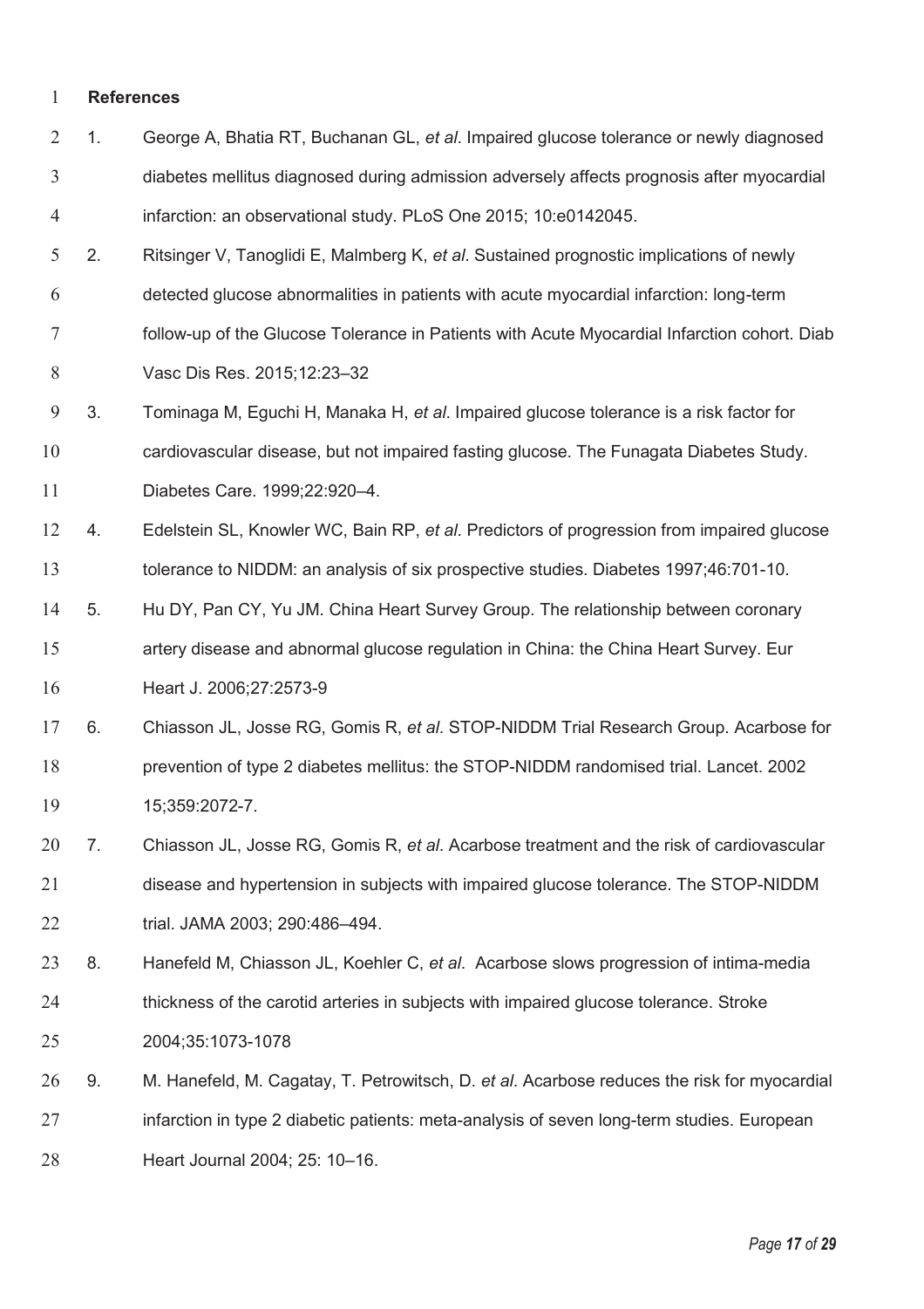**References**

1. George A, Bhatia RT, Buchanan GL, *et al*. Impaired glucose tolerance or newly diagnosed diabetes mellitus diagnosed during admission adversely affects prognosis after myocardial infarction: an observational study. PLoS One 2015; 10:e0142045.
2. Ritsinger V, Tanoglidi E, Malmberg K, *et al*. Sustained prognostic implications of newly detected glucose abnormalities in patients with acute myocardial infarction: long-term follow-up of the Glucose Tolerance in Patients with Acute Myocardial Infarction cohort. Diab Vasc Dis Res. 2015;12:23–32
3. Tominaga M, Eguchi H, Manaka H, *et al*. Impaired glucose tolerance is a risk factor for cardiovascular disease, but not impaired fasting glucose. The Funagata Diabetes Study. Diabetes Care. 1999;22:920–4.
4. Edelstein SL, Knowler WC, Bain RP, *et al*. Predictors of progression from impaired glucose tolerance to NIDDM: an analysis of six prospective studies. Diabetes 1997;46:701-10.
5. Hu DY, Pan CY, Yu JM. China Heart Survey Group. The relationship between coronary artery disease and abnormal glucose regulation in China: the China Heart Survey. Eur Heart J. 2006;27:2573-9
6. Chiasson JL, Josse RG, Gomis R, *et al*. STOP-NIDDM Trial Research Group. Acarbose for prevention of type 2 diabetes mellitus: the STOP-NIDDM randomised trial. Lancet. 2002 15;359:2072-7.
7. Chiasson JL, Josse RG, Gomis R, *et al*. Acarbose treatment and the risk of cardiovascular disease and hypertension in subjects with impaired glucose tolerance. The STOP-NIDDM trial. JAMA 2003; 290:486–494.
8. Hanefeld M, Chiasson JL, Koehler C, *et al*. Acarbose slows progression of intima-media thickness of the carotid arteries in subjects with impaired glucose tolerance. Stroke 2004;35:1073-1078
9. M. Hanefeld, M. Cagatay, T. Petrowitsch, D. *et al*. Acarbose reduces the risk for myocardial infarction in type 2 diabetic patients: meta-analysis of seven long-term studies. European Heart Journal 2004; 25: 10–16.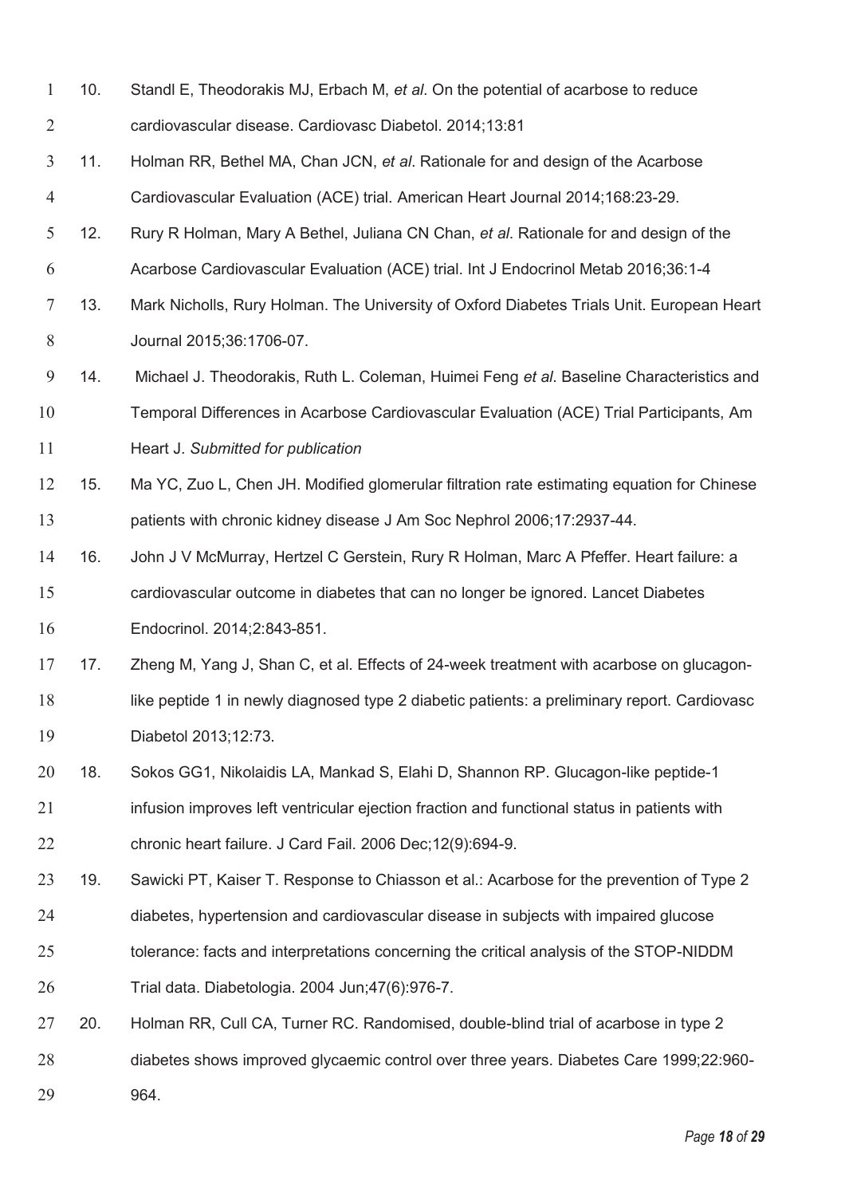10. Standl E, Theodorakis MJ, Erbach M, *et al*. On the potential of acarbose to reduce cardiovascular disease. Cardiovasc Diabetol. 2014;13:81

11. Holman RR, Bethel MA, Chan JCN, *et al*. Rationale for and design of the Acarbose Cardiovascular Evaluation (ACE) trial. American Heart Journal 2014;168:23-29.

12. Rury R Holman, Mary A Bethel, Juliana CN Chan, *et al*. Rationale for and design of the Acarbose Cardiovascular Evaluation (ACE) trial. Int J Endocrinol Metab 2016;36:1-4

13. Mark Nicholls, Rury Holman. The University of Oxford Diabetes Trials Unit. European Heart Journal 2015;36:1706-07.

14. Michael J. Theodorakis, Ruth L. Coleman, Huimei Feng *et al*. Baseline Characteristics and Temporal Differences in Acarbose Cardiovascular Evaluation (ACE) Trial Participants, Am Heart J. *Submitted for publication*

15. Ma YC, Zuo L, Chen JH. Modified glomerular filtration rate estimating equation for Chinese patients with chronic kidney disease J Am Soc Nephrol 2006;17:2937-44.

16. John J V McMurray, Hertzel C Gerstein, Rury R Holman, Marc A Pfeffer. Heart failure: a cardiovascular outcome in diabetes that can no longer be ignored. Lancet Diabetes Endocrinol. 2014;2:843-851.

17. Zheng M, Yang J, Shan C, et al. Effects of 24-week treatment with acarbose on glucagon-like peptide 1 in newly diagnosed type 2 diabetic patients: a preliminary report. Cardiovasc Diabetol 2013;12:73.

18. Sokos GG1, Nikolaidis LA, Mankad S, Elahi D, Shannon RP. Glucagon-like peptide-1 infusion improves left ventricular ejection fraction and functional status in patients with chronic heart failure. J Card Fail. 2006 Dec;12(9):694-9.

19. Sawicki PT, Kaiser T. Response to Chiasson et al.: Acarbose for the prevention of Type 2 diabetes, hypertension and cardiovascular disease in subjects with impaired glucose tolerance: facts and interpretations concerning the critical analysis of the STOP-NIDDM Trial data. Diabetologia. 2004 Jun;47(6):976-7.

20. Holman RR, Cull CA, Turner RC. Randomised, double-blind trial of acarbose in type 2 diabetes shows improved glycaemic control over three years. Diabetes Care 1999;22:960-964.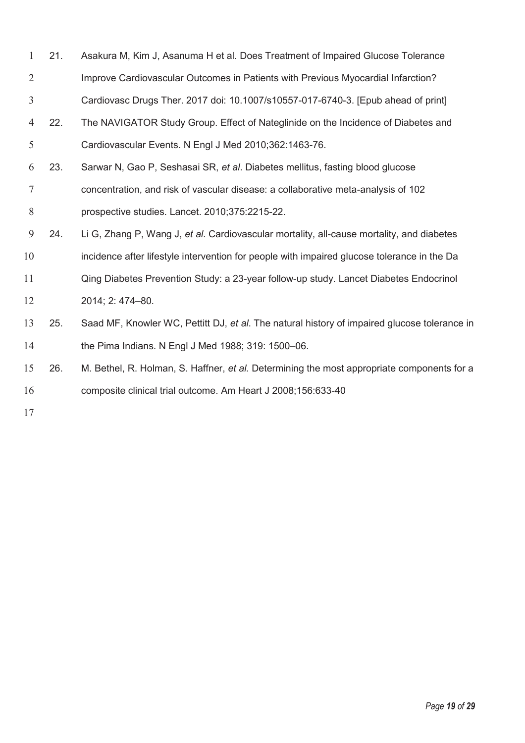21. Asakura M, Kim J, Asanuma H et al. Does Treatment of Impaired Glucose Tolerance Improve Cardiovascular Outcomes in Patients with Previous Myocardial Infarction? Cardiovasc Drugs Ther. 2017 doi: 10.1007/s10557-017-6740-3. [Epub ahead of print]
22. The NAVIGATOR Study Group. Effect of Nateglinide on the Incidence of Diabetes and Cardiovascular Events. N Engl J Med 2010;362:1463-76.
23. Sarwar N, Gao P, Seshasai SR, *et al*. Diabetes mellitus, fasting blood glucose concentration, and risk of vascular disease: a collaborative meta-analysis of 102 prospective studies. Lancet. 2010;375:2215-22.
24. Li G, Zhang P, Wang J, *et al*. Cardiovascular mortality, all-cause mortality, and diabetes incidence after lifestyle intervention for people with impaired glucose tolerance in the Da Qing Diabetes Prevention Study: a 23-year follow-up study. Lancet Diabetes Endocrinol 2014; 2: 474–80.
25. Saad MF, Knowler WC, Pettitt DJ, *et al*. The natural history of impaired glucose tolerance in the Pima Indians. N Engl J Med 1988; 319: 1500–06.
26. M. Bethel, R. Holman, S. Haffner, *et al.* Determining the most appropriate components for a composite clinical trial outcome. Am Heart J 2008;156:633-40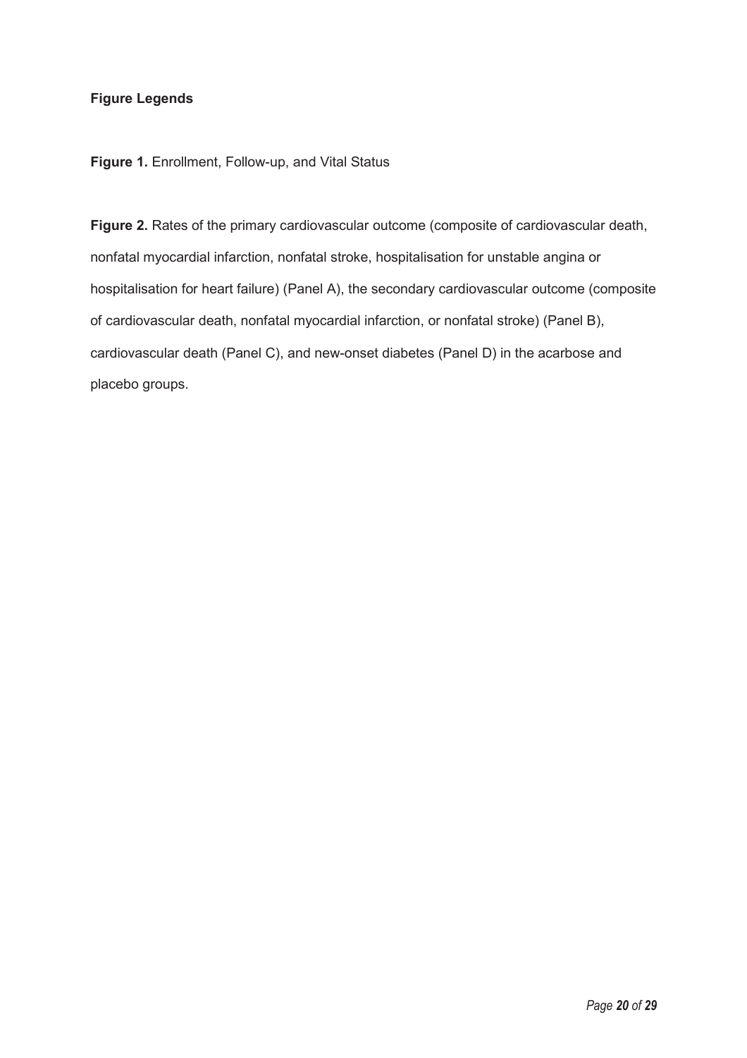**Figure Legends**

**Figure 1.** Enrollment, Follow-up, and Vital Status

**Figure 2.** Rates of the primary cardiovascular outcome (composite of cardiovascular death, nonfatal myocardial infarction, nonfatal stroke, hospitalisation for unstable angina or hospitalisation for heart failure) (Panel A), the secondary cardiovascular outcome (composite of cardiovascular death, nonfatal myocardial infarction, or nonfatal stroke) (Panel B), cardiovascular death (Panel C), and new-onset diabetes (Panel D) in the acarbose and placebo groups.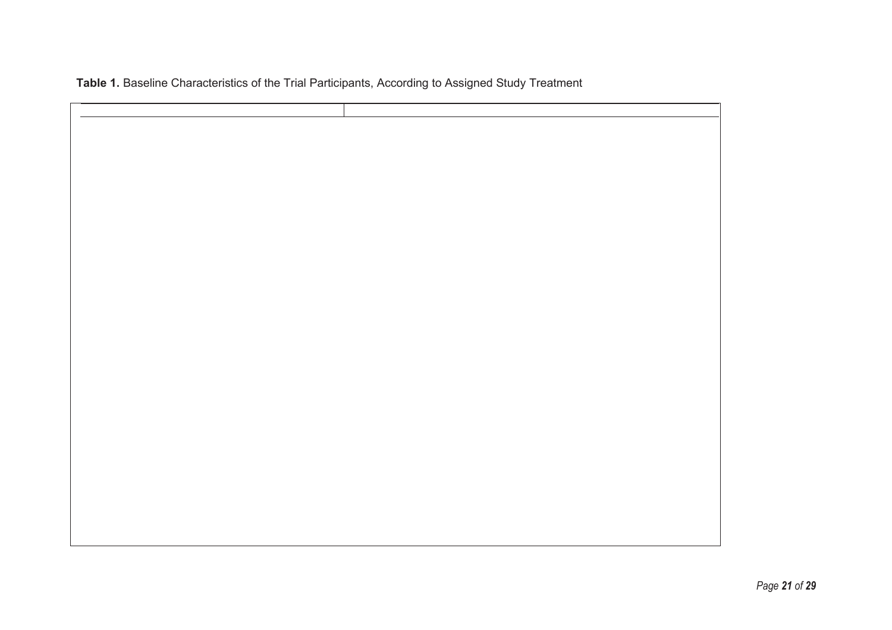**Table 1.** Baseline Characteristics of the Trial Participants, According to Assigned Study Treatment

| | |
|---|---|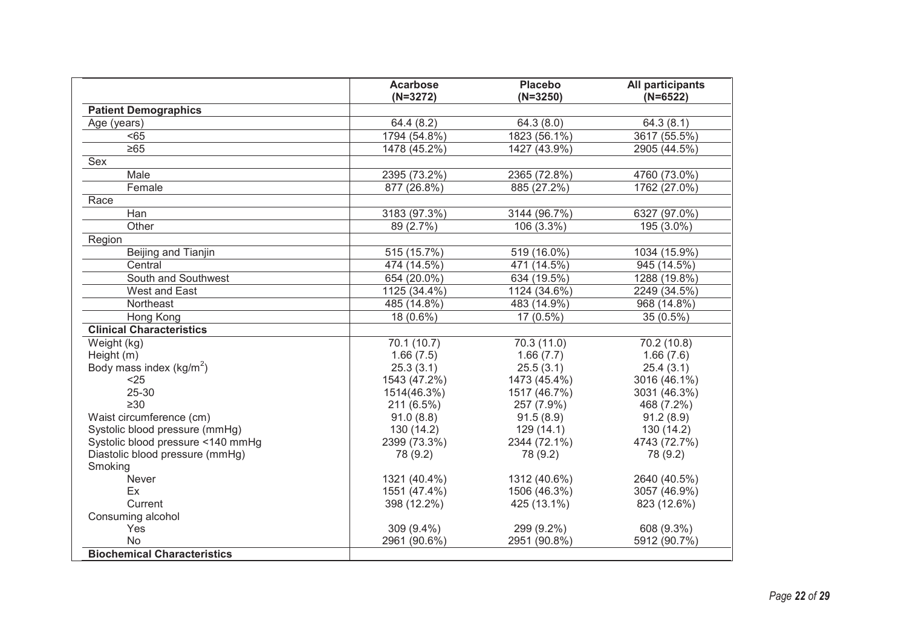| | Acarbose (N=3272) | Placebo (N=3250) | All participants (N=6522) |
|---|---|---|---|
| **Patient Demographics** | | | |
| Age (years) | 64.4 (8.2) | 64.3 (8.0) | 64.3 (8.1) |
| <65 | 1794 (54.8%) | 1823 (56.1%) | 3617 (55.5%) |
| ≥65 | 1478 (45.2%) | 1427 (43.9%) | 2905 (44.5%) |
| Sex | | | |
| Male | 2395 (73.2%) | 2365 (72.8%) | 4760 (73.0%) |
| Female | 877 (26.8%) | 885 (27.2%) | 1762 (27.0%) |
| Race | | | |
| Han | 3183 (97.3%) | 3144 (96.7%) | 6327 (97.0%) |
| Other | 89 (2.7%) | 106 (3.3%) | 195 (3.0%) |
| Region | | | |
| Beijing and Tianjin | 515 (15.7%) | 519 (16.0%) | 1034 (15.9%) |
| Central | 474 (14.5%) | 471 (14.5%) | 945 (14.5%) |
| South and Southwest | 654 (20.0%) | 634 (19.5%) | 1288 (19.8%) |
| West and East | 1125 (34.4%) | 1124 (34.6%) | 2249 (34.5%) |
| Northeast | 485 (14.8%) | 483 (14.9%) | 968 (14.8%) |
| Hong Kong | 18 (0.6%) | 17 (0.5%) | 35 (0.5%) |
| **Clinical Characteristics** | | | |
| Weight (kg) | 70.1 (10.7) | 70.3 (11.0) | 70.2 (10.8) |
| Height (m) | 1.66 (7.5) | 1.66 (7.7) | 1.66 (7.6) |
| Body mass index (kg/m$^2$) | 25.3 (3.1) | 25.5 (3.1) | 25.4 (3.1) |
| <25 | 1543 (47.2%) | 1473 (45.4%) | 3016 (46.1%) |
| 25-30 | 1514(46.3%) | 1517 (46.7%) | 3031 (46.3%) |
| ≥30 | 211 (6.5%) | 257 (7.9%) | 468 (7.2%) |
| Waist circumference (cm) | 91.0 (8.8) | 91.5 (8.9) | 91.2 (8.9) |
| Systolic blood pressure (mmHg) | 130 (14.2) | 129 (14.1) | 130 (14.2) |
| Systolic blood pressure <140 mmHg | 2399 (73.3%) | 2344 (72.1%) | 4743 (72.7%) |
| Diastolic blood pressure (mmHg) | 78 (9.2) | 78 (9.2) | 78 (9.2) |
| Smoking | | | |
| Never | 1321 (40.4%) | 1312 (40.6%) | 2640 (40.5%) |
| Ex | 1551 (47.4%) | 1506 (46.3%) | 3057 (46.9%) |
| Current | 398 (12.2%) | 425 (13.1%) | 823 (12.6%) |
| Consuming alcohol | | | |
| Yes | 309 (9.4%) | 299 (9.2%) | 608 (9.3%) |
| No | 2961 (90.6%) | 2951 (90.8%) | 5912 (90.7%) |
| **Biochemical Characteristics** | | | |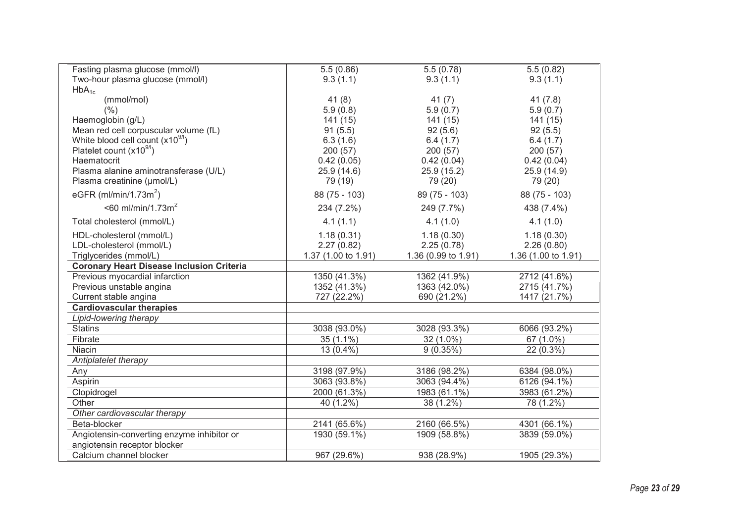| | | | |
|---|---|---|---|
| Fasting plasma glucose (mmol/l) | 5.5 (0.86) | 5.5 (0.78) | 5.5 (0.82) |
| Two-hour plasma glucose (mmol/l) | 9.3 (1.1) | 9.3 (1.1) | 9.3 (1.1) |
| $HbA_{1c}$ | | | |
| (mmol/mol) | 41 (8) | 41 (7) | 41 (7.8) |
| (%) | 5.9 (0.8) | 5.9 (0.7) | 5.9 (0.7) |
| Haemoglobin (g/L) | 141 (15) | 141 (15) | 141 (15) |
| Mean red cell corpuscular volume (fL) | 91 (5.5) | 92 (5.6) | 92 (5.5) |
| White blood cell count ($x10^{9/l}$) | 6.3 (1.6) | 6.4 (1.7) | 6.4 (1.7) |
| Platelet count ($x10^{9/l}$) | 200 (57) | 200 (57) | 200 (57) |
| Haematocrit | 0.42 (0.05) | 0.42 (0.04) | 0.42 (0.04) |
| Plasma alanine aminotransferase (U/L) | 25.9 (14.6) | 25.9 (15.2) | 25.9 (14.9) |
| Plasma creatinine (µmol/L) | 79 (19) | 79 (20) | 79 (20) |
| eGFR (ml/min/1.73m$^2$) | 88 (75 - 103) | 89 (75 - 103) | 88 (75 - 103) |
| <60 ml/min/1.73m$^2$ | 234 (7.2%) | 249 (7.7%) | 438 (7.4%) |
| Total cholesterol (mmol/L) | 4.1 (1.1) | 4.1 (1.0) | 4.1 (1.0) |
| HDL-cholesterol (mmol/L) | 1.18 (0.31) | 1.18 (0.30) | 1.18 (0.30) |
| LDL-cholesterol (mmol/L) | 2.27 (0.82) | 2.25 (0.78) | 2.26 (0.80) |
| Triglycerides (mmol/L) | 1.37 (1.00 to 1.91) | 1.36 (0.99 to 1.91) | 1.36 (1.00 to 1.91) |
| **Coronary Heart Disease Inclusion Criteria** | | | |
| Previous myocardial infarction | 1350 (41.3%) | 1362 (41.9%) | 2712 (41.6%) |
| Previous unstable angina | 1352 (41.3%) | 1363 (42.0%) | 2715 (41.7%) |
| Current stable angina | 727 (22.2%) | 690 (21.2%) | 1417 (21.7%) |
| **Cardiovascular therapies** | | | |
| *Lipid-lowering therapy* | | | |
| Statins | 3038 (93.0%) | 3028 (93.3%) | 6066 (93.2%) |
| Fibrate | 35 (1.1%) | 32 (1.0%) | 67 (1.0%) |
| Niacin | 13 (0.4%) | 9 (0.35%) | 22 (0.3%) |
| *Antiplatelet therapy* | | | |
| Any | 3198 (97.9%) | 3186 (98.2%) | 6384 (98.0%) |
| Aspirin | 3063 (93.8%) | 3063 (94.4%) | 6126 (94.1%) |
| Clopidrogel | 2000 (61.3%) | 1983 (61.1%) | 3983 (61.2%) |
| Other | 40 (1.2%) | 38 (1.2%) | 78 (1.2%) |
| *Other cardiovascular therapy* | | | |
| Beta-blocker | 2141 (65.6%) | 2160 (66.5%) | 4301 (66.1%) |
| Angiotensin-converting enzyme inhibitor or angiotensin receptor blocker | 1930 (59.1%) | 1909 (58.8%) | 3839 (59.0%) |
| Calcium channel blocker | 967 (29.6%) | 938 (28.9%) | 1905 (29.3%) |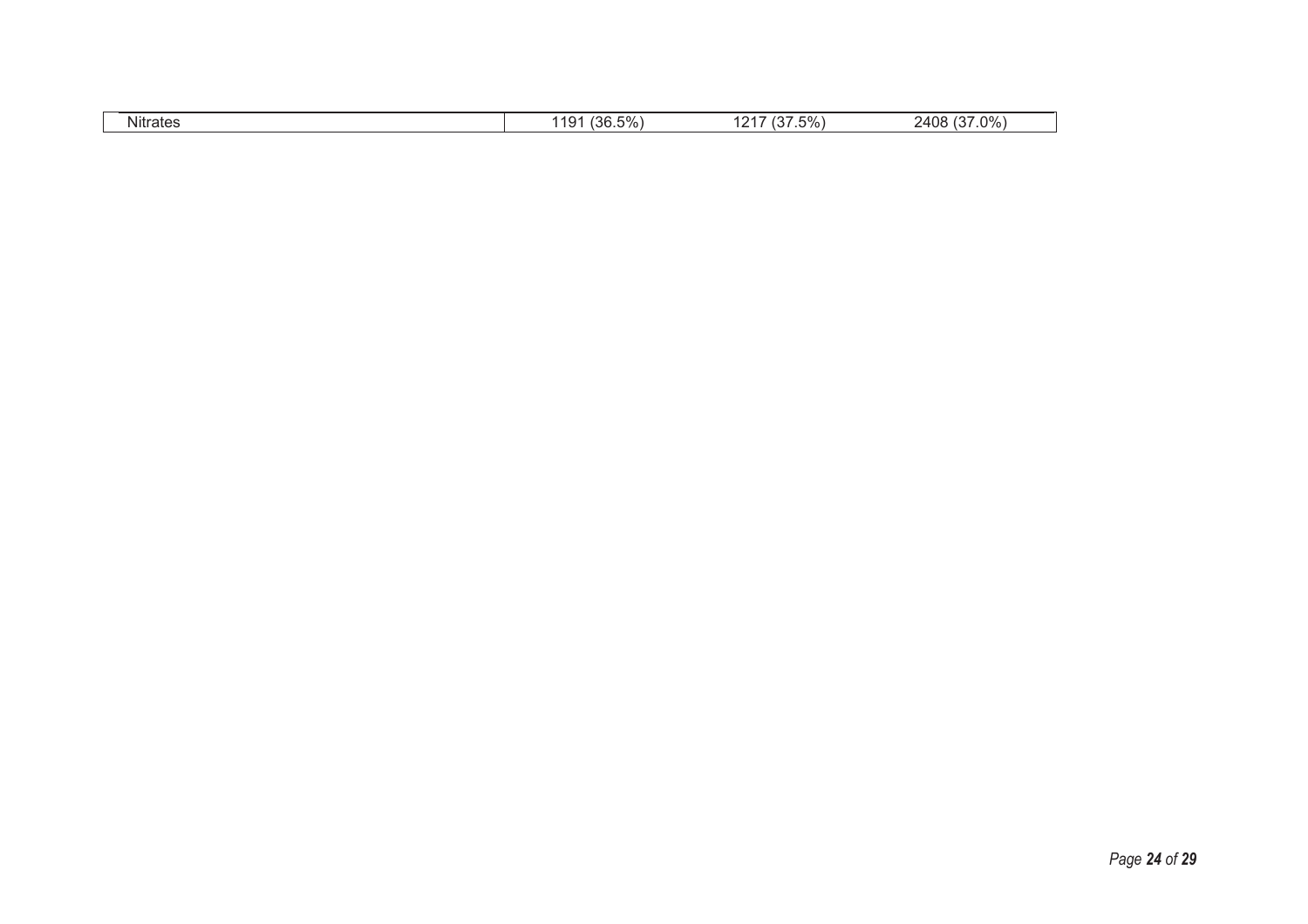| | | | |
|---|---|---|---|
| Nitrates | 1191 (36.5%) | 1217 (37.5%) | 2408 (37.0%) |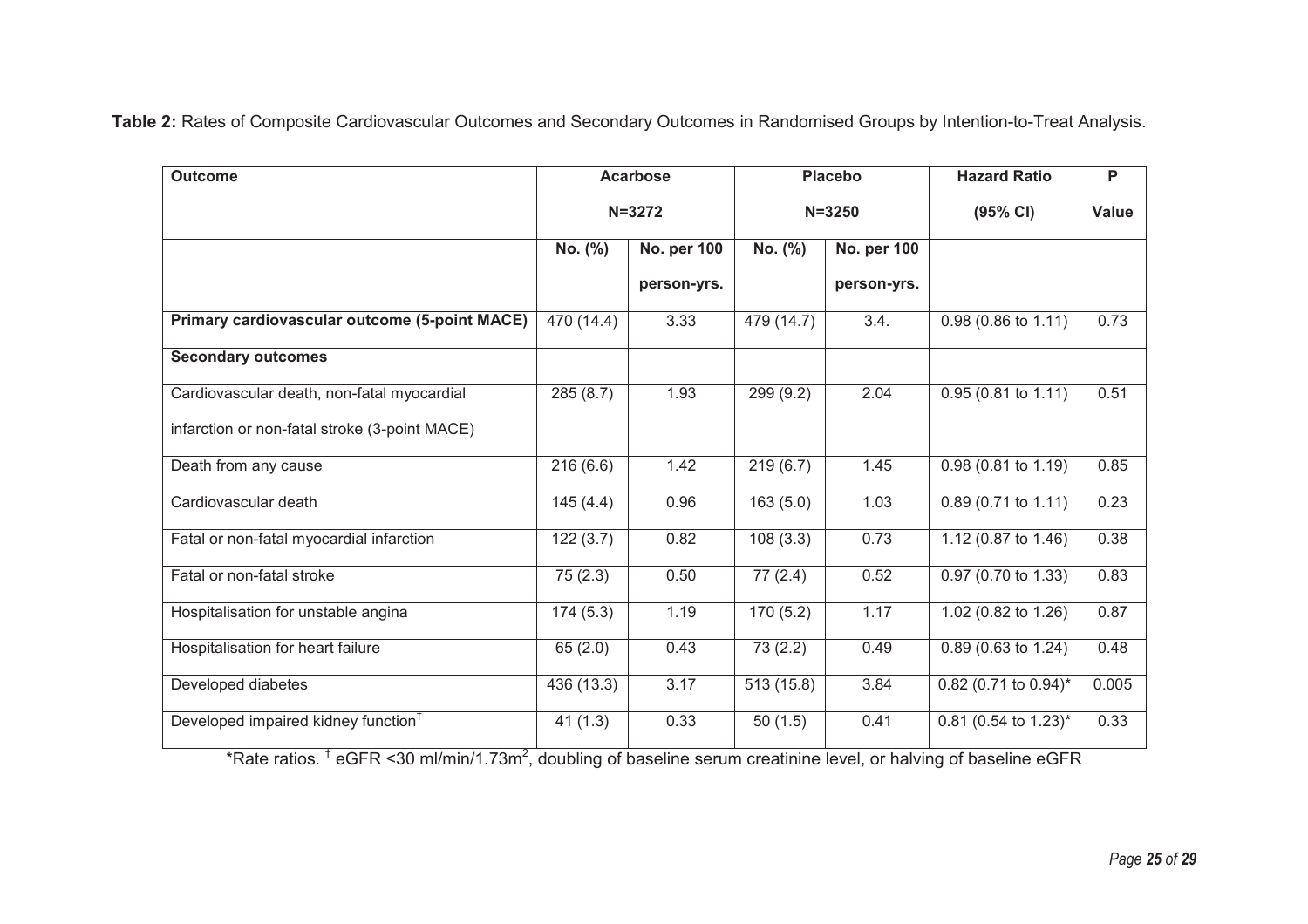**Table 2:** Rates of Composite Cardiovascular Outcomes and Secondary Outcomes in Randomised Groups by Intention-to-Treat Analysis.

| Outcome | Acarbose N=3272 | | Placebo N=3250 | | Hazard Ratio (95% CI) | P Value |
|---|---|---|---|---|---|---|
| | No. (%) | No. per 100 person-yrs. | No. (%) | No. per 100 person-yrs. | | |
| **Primary cardiovascular outcome (5-point MACE)** | 470 (14.4) | 3.33 | 479 (14.7) | 3.4. | 0.98 (0.86 to 1.11) | 0.73 |
| **Secondary outcomes** | | | | | | |
| Cardiovascular death, non-fatal myocardial infarction or non-fatal stroke (3-point MACE) | 285 (8.7) | 1.93 | 299 (9.2) | 2.04 | 0.95 (0.81 to 1.11) | 0.51 |
| Death from any cause | 216 (6.6) | 1.42 | 219 (6.7) | 1.45 | 0.98 (0.81 to 1.19) | 0.85 |
| Cardiovascular death | 145 (4.4) | 0.96 | 163 (5.0) | 1.03 | 0.89 (0.71 to 1.11) | 0.23 |
| Fatal or non-fatal myocardial infarction | 122 (3.7) | 0.82 | 108 (3.3) | 0.73 | 1.12 (0.87 to 1.46) | 0.38 |
| Fatal or non-fatal stroke | 75 (2.3) | 0.50 | 77 (2.4) | 0.52 | 0.97 (0.70 to 1.33) | 0.83 |
| Hospitalisation for unstable angina | 174 (5.3) | 1.19 | 170 (5.2) | 1.17 | 1.02 (0.82 to 1.26) | 0.87 |
| Hospitalisation for heart failure | 65 (2.0) | 0.43 | 73 (2.2) | 0.49 | 0.89 (0.63 to 1.24) | 0.48 |
| Developed diabetes | 436 (13.3) | 3.17 | 513 (15.8) | 3.84 | 0.82 (0.71 to 0.94)* | 0.005 |
| Developed impaired kidney function[†] | 41 (1.3) | 0.33 | 50 (1.5) | 0.41 | 0.81 (0.54 to 1.23)* | 0.33 |

*Rate ratios. [†] eGFR <30 ml/min/1.73m$^2$, doubling of baseline serum creatinine level, or halving of baseline eGFR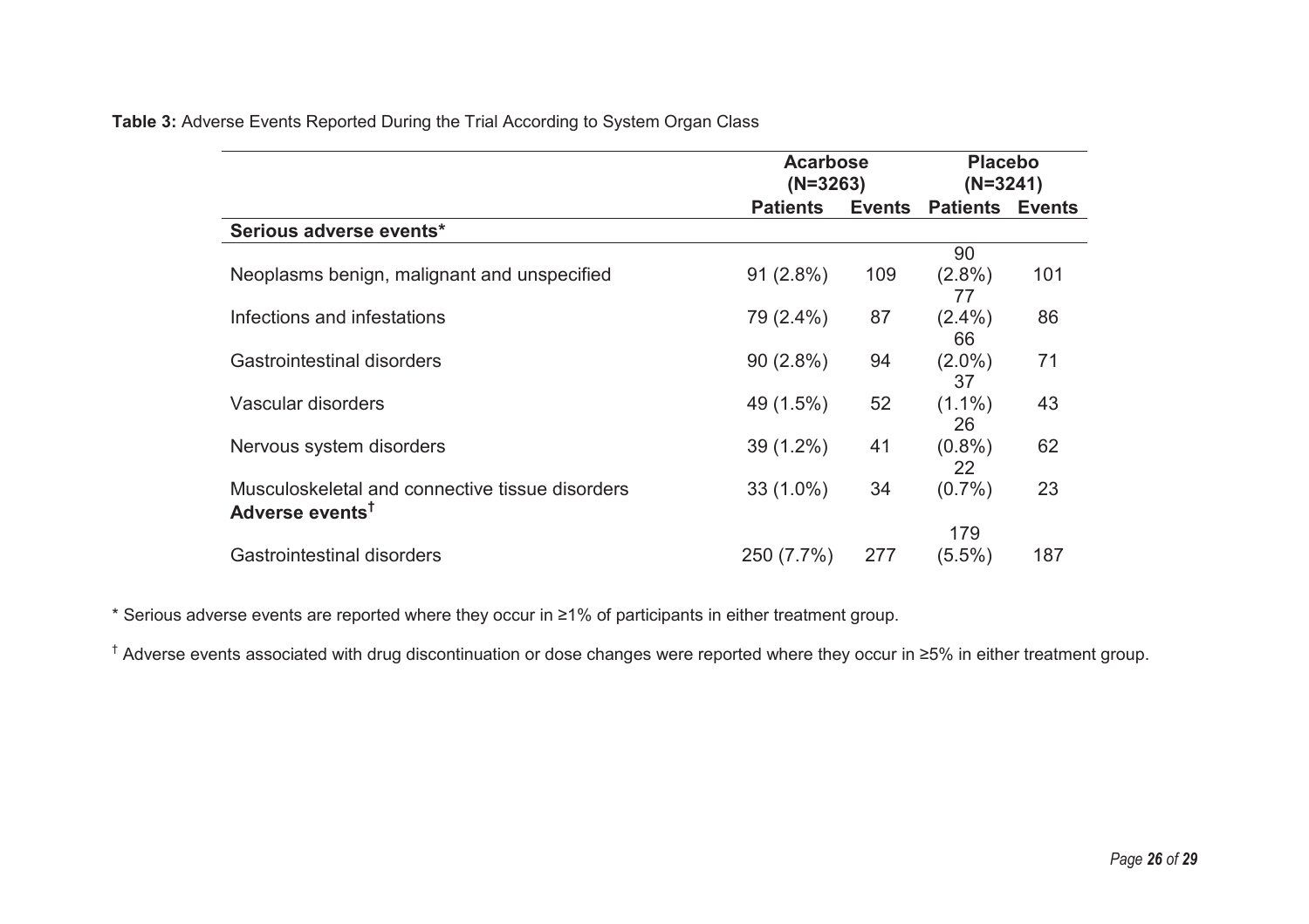**Table 3:** Adverse Events Reported During the Trial According to System Organ Class

| | Acarbose (N=3263) | | Placebo (N=3241) | |
|---|---|---|---|---|
| | Patients | Events | Patients | Events |
| **Serious adverse events*** | | | | |
| Neoplasms benign, malignant and unspecified | 91 (2.8%) | 109 | 90 (2.8%) | 101 |
| Infections and infestations | 79 (2.4%) | 87 | 77 (2.4%) | 86 |
| Gastrointestinal disorders | 90 (2.8%) | 94 | 66 (2.0%) | 71 |
| Vascular disorders | 49 (1.5%) | 52 | 37 (1.1%) | 43 |
| Nervous system disorders | 39 (1.2%) | 41 | 26 (0.8%) | 62 |
| Musculoskeletal and connective tissue disorders | 33 (1.0%) | 34 | 22 (0.7%) | 23 |
| **Adverse events†** | | | | |
| Gastrointestinal disorders | 250 (7.7%) | 277 | 179 (5.5%) | 187 |

* Serious adverse events are reported where they occur in ≥1% of participants in either treatment group.

† Adverse events associated with drug discontinuation or dose changes were reported where they occur in ≥5% in either treatment group.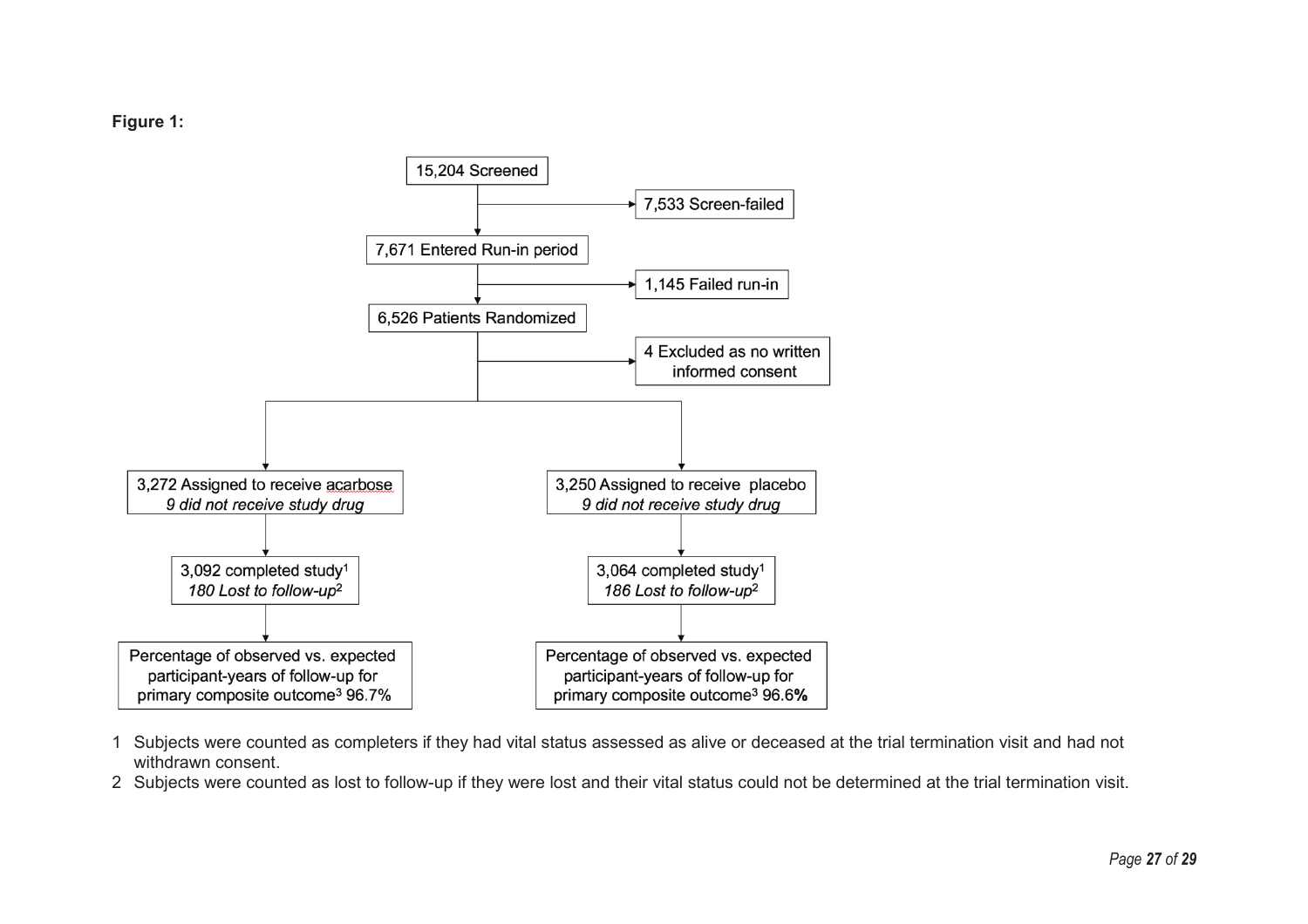**Figure 1:**

15,204 Screened

→ 7,533 Screen-failed

7,671 Entered Run-in period

→ 1,145 Failed run-in

6,526 Patients Randomized

→ 4 Excluded as no written informed consent

| Acarbose | Placebo |
|---|---|
| 3,272 Assigned to receive acarbose<br>*9 did not receive study drug* | 3,250 Assigned to receive placebo<br>*9 did not receive study drug* |
| 3,092 completed study[1]<br>*180 Lost to follow-up[2]* | 3,064 completed study[1]<br>*186 Lost to follow-up[2]* |
| Percentage of observed vs. expected participant-years of follow-up for primary composite outcome[3] 96.7% | Percentage of observed vs. expected participant-years of follow-up for primary composite outcome[3] 96.6% |

1 Subjects were counted as completers if they had vital status assessed as alive or deceased at the trial termination visit and had not withdrawn consent.

2 Subjects were counted as lost to follow-up if they were lost and their vital status could not be determined at the trial termination visit.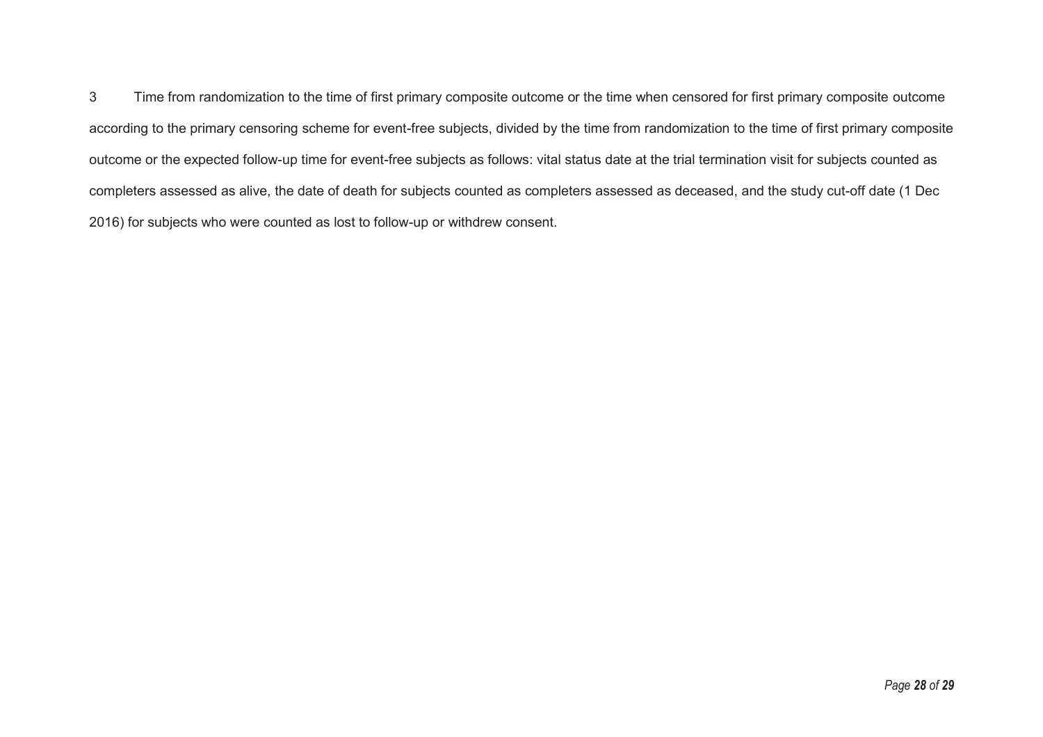3 Time from randomization to the time of first primary composite outcome or the time when censored for first primary composite outcome according to the primary censoring scheme for event-free subjects, divided by the time from randomization to the time of first primary composite outcome or the expected follow-up time for event-free subjects as follows: vital status date at the trial termination visit for subjects counted as completers assessed as alive, the date of death for subjects counted as completers assessed as deceased, and the study cut-off date (1 Dec 2016) for subjects who were counted as lost to follow-up or withdrew consent.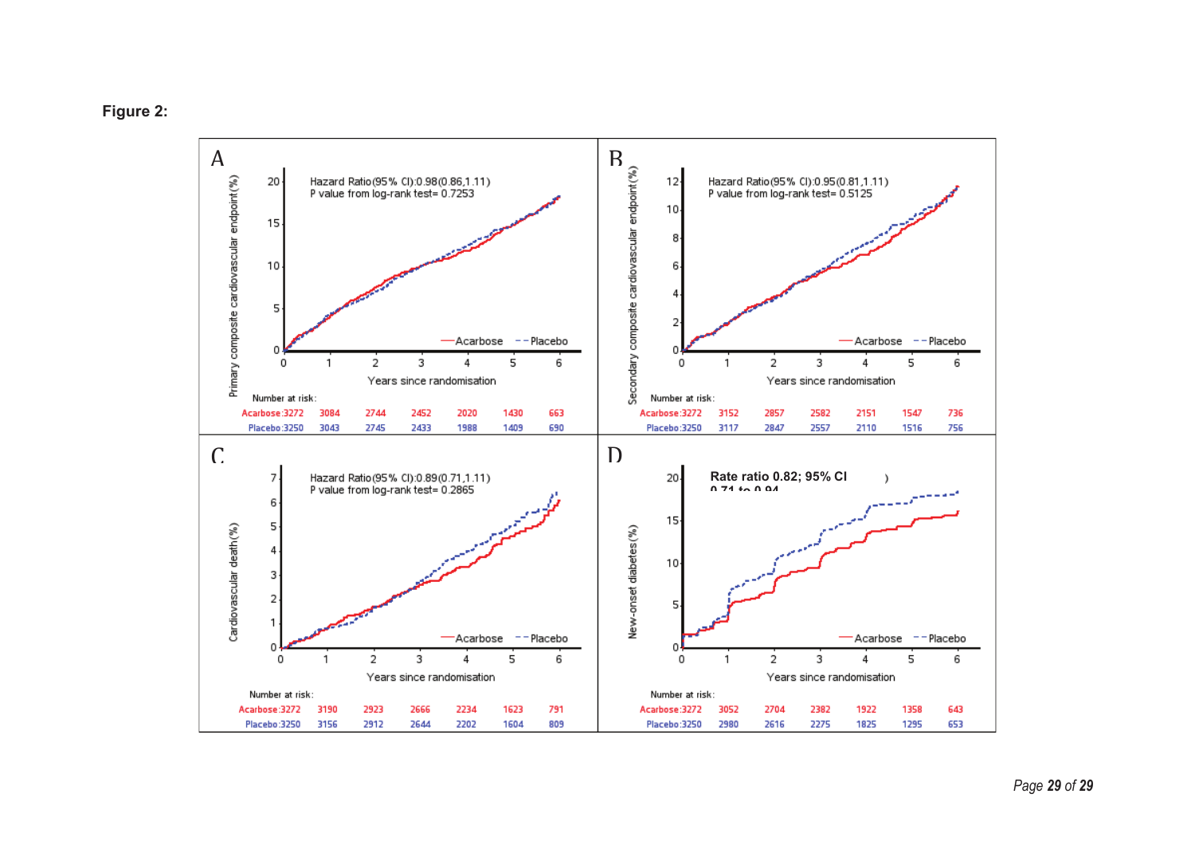**Figure 2:**

A

Hazard Ratio(95% CI):0.98(0.86,1.11)
P value from log-rank test= 0.7253

Primary composite cardiovascular endpoint(%)

0
5
10
15
20

0 1 2 3 4 5 6

Years since randomisation

Acarbose
Placebo

Number at risk:
Acarbose:3272 3084 2744 2452 2020 1430 663
Placebo:3250 3043 2745 2433 1988 1409 690

B

Hazard Ratio(95% CI):0.95(0.81,1.11)
P value from log-rank test= 0.5125

Secondary composite cardiovascular endpoint(%)

0
2
4
6
8
10
12

0 1 2 3 4 5 6

Years since randomisation

Acarbose
Placebo

Number at risk:
Acarbose:3272 3152 2857 2582 2151 1547 736
Placebo:3250 3117 2847 2557 2110 1516 756

C

Hazard Ratio(95% CI):0.89(0.71,1.11)
P value from log-rank test= 0.2865

Cardiovascular death(%)

0
1
2
3
4
5
6
7

0 1 2 3 4 5 6

Years since randomisation

Acarbose
Placebo

Number at risk:
Acarbose:3272 3190 2923 2666 2234 1623 791
Placebo:3250 3156 2912 2644 2202 1604 809

D

**Rate ratio 0.82; 95% CI 0.71 to 0.94)**

New-onset diabetes(%)

0
5
10
15
20

0 1 2 3 4 5 6

Years since randomisation

Acarbose
Placebo

Number at risk:
Acarbose:3272 3052 2704 2382 1922 1358 643
Placebo:3250 2980 2616 2275 1825 1295 653